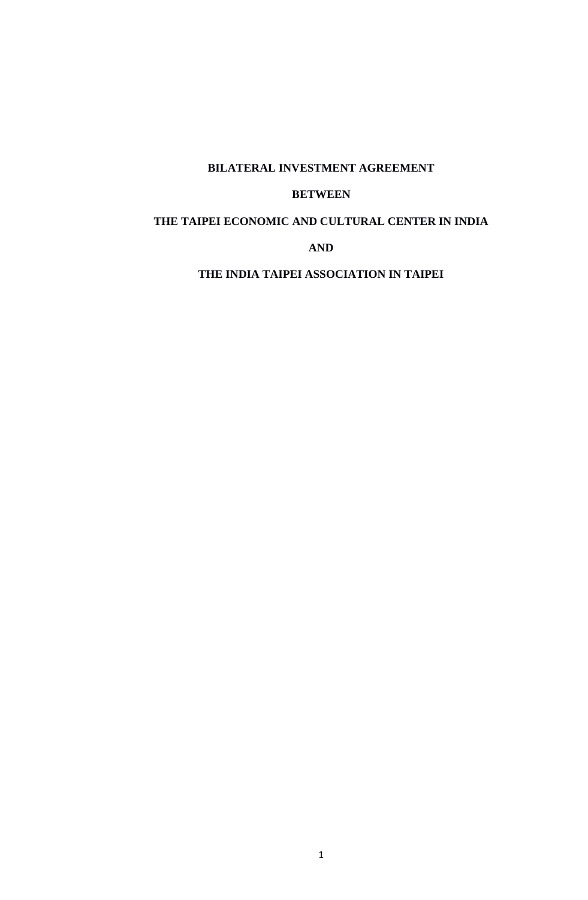# BILATERAL INVESTMENT AGREEMENT

**BETWEEN**

**THE TAIPEI ECONOMIC AND CULTURAL CENTER IN INDIA**

**AND**

**THE INDIA TAIPEI ASSOCIATION IN TAIPEI**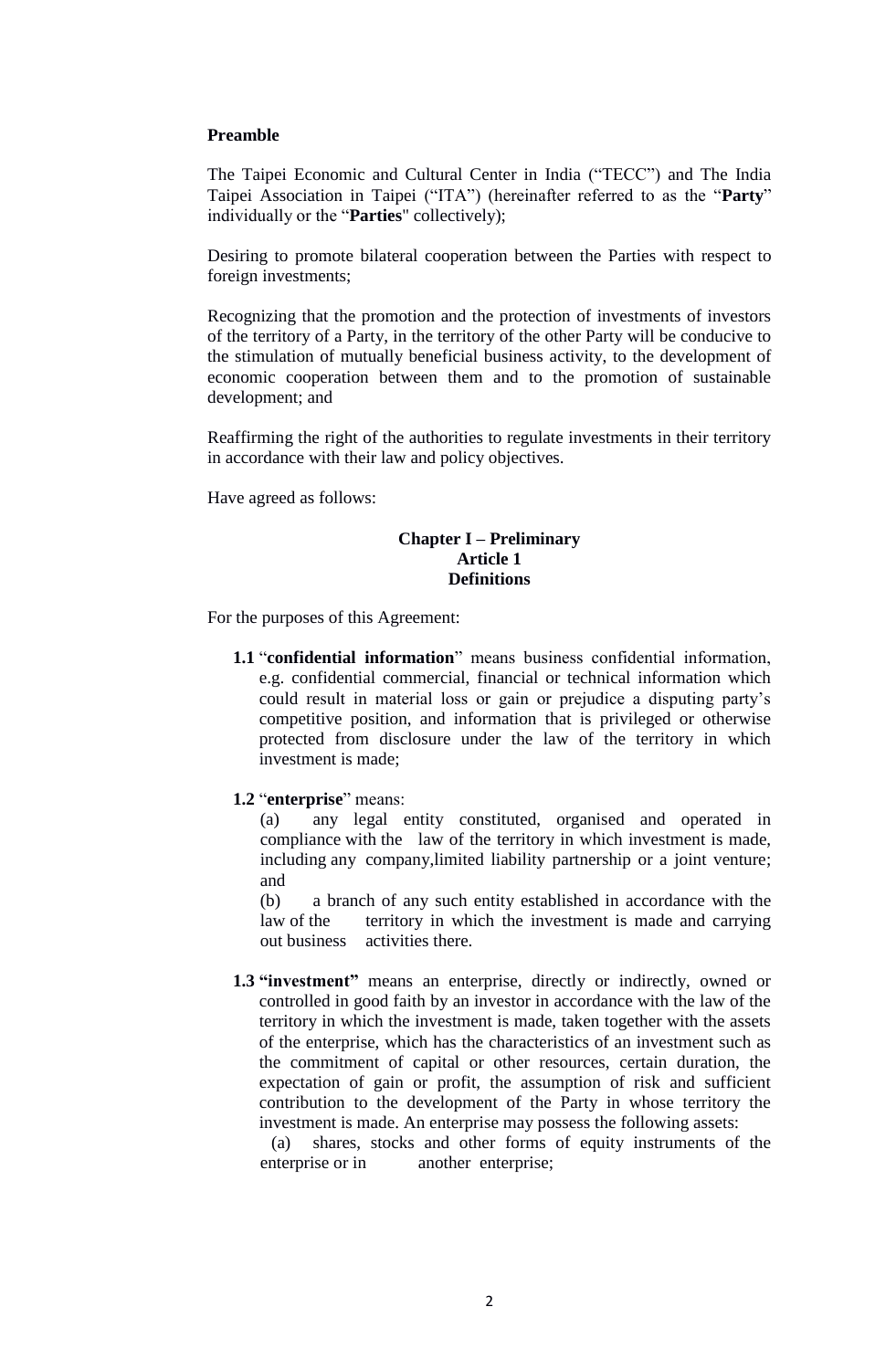**Preamble**

The Taipei Economic and Cultural Center in India ("TECC") and The India Taipei Association in Taipei ("ITA") (hereinafter referred to as the "**Party**" individually or the "**Parties**" collectively);

Desiring to promote bilateral cooperation between the Parties with respect to foreign investments;

Recognizing that the promotion and the protection of investments of investors of the territory of a Party, in the territory of the other Party will be conducive to the stimulation of mutually beneficial business activity, to the development of economic cooperation between them and to the promotion of sustainable development; and

Reaffirming the right of the authorities to regulate investments in their territory in accordance with their law and policy objectives.

Have agreed as follows:

## Chapter I – Preliminary
### Article 1
### Definitions

For the purposes of this Agreement:

**1.1** "**confidential information**" means business confidential information, e.g. confidential commercial, financial or technical information which could result in material loss or gain or prejudice a disputing party's competitive position, and information that is privileged or otherwise protected from disclosure under the law of the territory in which investment is made;

**1.2** "**enterprise**" means:

(a) any legal entity constituted, organised and operated in compliance with the law of the territory in which investment is made, including any company,limited liability partnership or a joint venture; and

(b) a branch of any such entity established in accordance with the law of the territory in which the investment is made and carrying out business activities there.

**1.3 "investment"** means an enterprise, directly or indirectly, owned or controlled in good faith by an investor in accordance with the law of the territory in which the investment is made, taken together with the assets of the enterprise, which has the characteristics of an investment such as the commitment of capital or other resources, certain duration, the expectation of gain or profit, the assumption of risk and sufficient contribution to the development of the Party in whose territory the investment is made. An enterprise may possess the following assets:

(a) shares, stocks and other forms of equity instruments of the enterprise or in another enterprise;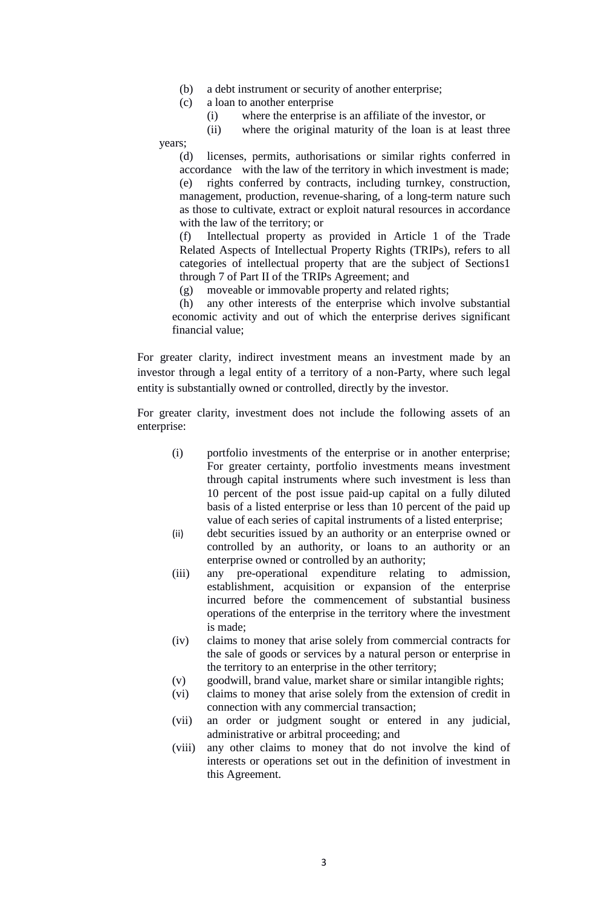(b) a debt instrument or security of another enterprise;

(c) a loan to another enterprise

  (i) where the enterprise is an affiliate of the investor, or

  (ii) where the original maturity of the loan is at least three years;

(d) licenses, permits, authorisations or similar rights conferred in accordance with the law of the territory in which investment is made;

(e) rights conferred by contracts, including turnkey, construction, management, production, revenue-sharing, of a long-term nature such as those to cultivate, extract or exploit natural resources in accordance with the law of the territory; or

(f) Intellectual property as provided in Article 1 of the Trade Related Aspects of Intellectual Property Rights (TRIPs), refers to all categories of intellectual property that are the subject of Sections1 through 7 of Part II of the TRIPs Agreement; and

(g) moveable or immovable property and related rights;

(h) any other interests of the enterprise which involve substantial economic activity and out of which the enterprise derives significant financial value;

For greater clarity, indirect investment means an investment made by an investor through a legal entity of a territory of a non-Party, where such legal entity is substantially owned or controlled, directly by the investor.

For greater clarity, investment does not include the following assets of an enterprise:

(i) portfolio investments of the enterprise or in another enterprise; For greater certainty, portfolio investments means investment through capital instruments where such investment is less than 10 percent of the post issue paid-up capital on a fully diluted basis of a listed enterprise or less than 10 percent of the paid up value of each series of capital instruments of a listed enterprise;

(ii) debt securities issued by an authority or an enterprise owned or controlled by an authority, or loans to an authority or an enterprise owned or controlled by an authority;

(iii) any pre-operational expenditure relating to admission, establishment, acquisition or expansion of the enterprise incurred before the commencement of substantial business operations of the enterprise in the territory where the investment is made;

(iv) claims to money that arise solely from commercial contracts for the sale of goods or services by a natural person or enterprise in the territory to an enterprise in the other territory;

(v) goodwill, brand value, market share or similar intangible rights;

(vi) claims to money that arise solely from the extension of credit in connection with any commercial transaction;

(vii) an order or judgment sought or entered in any judicial, administrative or arbitral proceeding; and

(viii) any other claims to money that do not involve the kind of interests or operations set out in the definition of investment in this Agreement.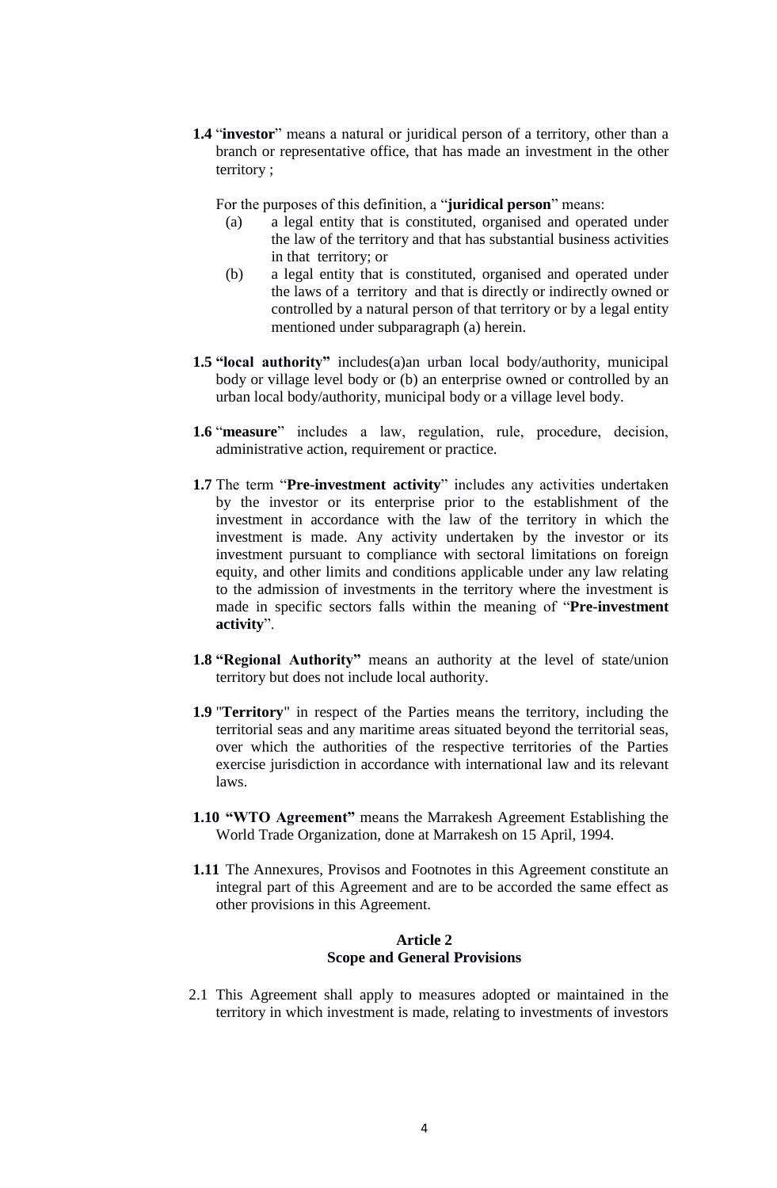**1.4** "**investor**" means a natural or juridical person of a territory, other than a branch or representative office, that has made an investment in the other territory ;

For the purposes of this definition, a "**juridical person**" means:

(a) a legal entity that is constituted, organised and operated under the law of the territory and that has substantial business activities in that territory; or

(b) a legal entity that is constituted, organised and operated under the laws of a territory and that is directly or indirectly owned or controlled by a natural person of that territory or by a legal entity mentioned under subparagraph (a) herein.

**1.5 "local authority"** includes(a)an urban local body/authority, municipal body or village level body or (b) an enterprise owned or controlled by an urban local body/authority, municipal body or a village level body.

**1.6** "**measure**" includes a law, regulation, rule, procedure, decision, administrative action, requirement or practice.

**1.7** The term "**Pre-investment activity**" includes any activities undertaken by the investor or its enterprise prior to the establishment of the investment in accordance with the law of the territory in which the investment is made. Any activity undertaken by the investor or its investment pursuant to compliance with sectoral limitations on foreign equity, and other limits and conditions applicable under any law relating to the admission of investments in the territory where the investment is made in specific sectors falls within the meaning of "**Pre-investment activity**".

**1.8 "Regional Authority"** means an authority at the level of state/union territory but does not include local authority.

**1.9** "**Territory**" in respect of the Parties means the territory, including the territorial seas and any maritime areas situated beyond the territorial seas, over which the authorities of the respective territories of the Parties exercise jurisdiction in accordance with international law and its relevant laws.

**1.10 "WTO Agreement"** means the Marrakesh Agreement Establishing the World Trade Organization, done at Marrakesh on 15 April, 1994.

**1.11** The Annexures, Provisos and Footnotes in this Agreement constitute an integral part of this Agreement and are to be accorded the same effect as other provisions in this Agreement.

## Article 2
## Scope and General Provisions

2.1 This Agreement shall apply to measures adopted or maintained in the territory in which investment is made, relating to investments of investors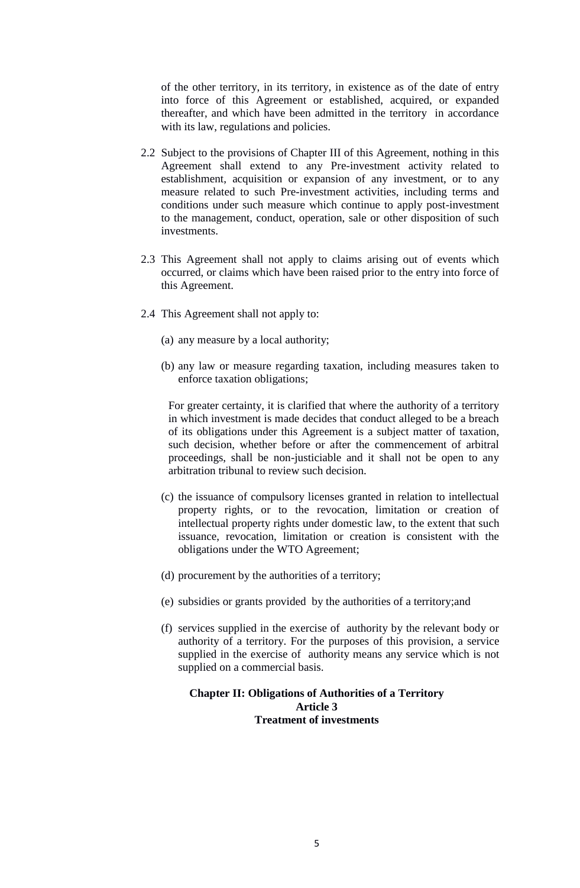of the other territory, in its territory, in existence as of the date of entry into force of this Agreement or established, acquired, or expanded thereafter, and which have been admitted in the territory in accordance with its law, regulations and policies.

2.2 Subject to the provisions of Chapter III of this Agreement, nothing in this Agreement shall extend to any Pre-investment activity related to establishment, acquisition or expansion of any investment, or to any measure related to such Pre-investment activities, including terms and conditions under such measure which continue to apply post-investment to the management, conduct, operation, sale or other disposition of such investments.

2.3 This Agreement shall not apply to claims arising out of events which occurred, or claims which have been raised prior to the entry into force of this Agreement.

2.4 This Agreement shall not apply to:

(a) any measure by a local authority;

(b) any law or measure regarding taxation, including measures taken to enforce taxation obligations;

For greater certainty, it is clarified that where the authority of a territory in which investment is made decides that conduct alleged to be a breach of its obligations under this Agreement is a subject matter of taxation, such decision, whether before or after the commencement of arbitral proceedings, shall be non-justiciable and it shall not be open to any arbitration tribunal to review such decision.

(c) the issuance of compulsory licenses granted in relation to intellectual property rights, or to the revocation, limitation or creation of intellectual property rights under domestic law, to the extent that such issuance, revocation, limitation or creation is consistent with the obligations under the WTO Agreement;

(d) procurement by the authorities of a territory;

(e) subsidies or grants provided by the authorities of a territory;and

(f) services supplied in the exercise of authority by the relevant body or authority of a territory. For the purposes of this provision, a service supplied in the exercise of authority means any service which is not supplied on a commercial basis.

## Chapter II: Obligations of Authorities of a Territory

### Article 3

### Treatment of investments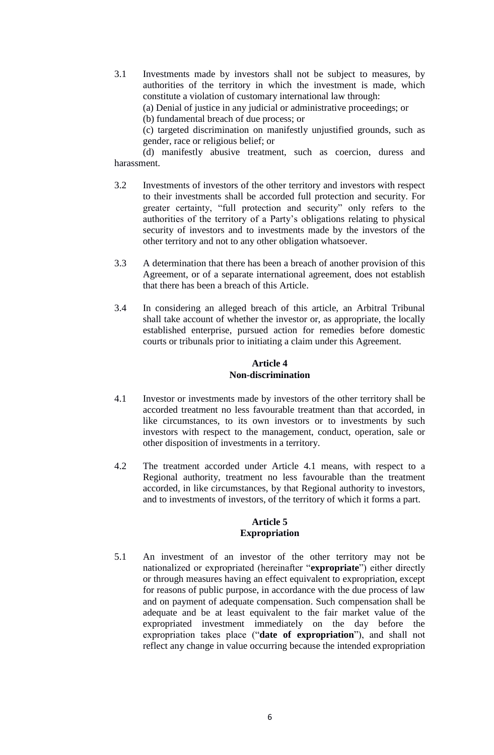3.1 Investments made by investors shall not be subject to measures, by authorities of the territory in which the investment is made, which constitute a violation of customary international law through:

(a) Denial of justice in any judicial or administrative proceedings; or

(b) fundamental breach of due process; or

(c) targeted discrimination on manifestly unjustified grounds, such as gender, race or religious belief; or

(d) manifestly abusive treatment, such as coercion, duress and harassment.

3.2 Investments of investors of the other territory and investors with respect to their investments shall be accorded full protection and security. For greater certainty, "full protection and security" only refers to the authorities of the territory of a Party's obligations relating to physical security of investors and to investments made by the investors of the other territory and not to any other obligation whatsoever.

3.3 A determination that there has been a breach of another provision of this Agreement, or of a separate international agreement, does not establish that there has been a breach of this Article.

3.4 In considering an alleged breach of this article, an Arbitral Tribunal shall take account of whether the investor or, as appropriate, the locally established enterprise, pursued action for remedies before domestic courts or tribunals prior to initiating a claim under this Agreement.

**Article 4**
**Non-discrimination**

4.1 Investor or investments made by investors of the other territory shall be accorded treatment no less favourable treatment than that accorded, in like circumstances, to its own investors or to investments by such investors with respect to the management, conduct, operation, sale or other disposition of investments in a territory.

4.2 The treatment accorded under Article 4.1 means, with respect to a Regional authority, treatment no less favourable than the treatment accorded, in like circumstances, by that Regional authority to investors, and to investments of investors, of the territory of which it forms a part.

**Article 5**
**Expropriation**

5.1 An investment of an investor of the other territory may not be nationalized or expropriated (hereinafter "**expropriate**") either directly or through measures having an effect equivalent to expropriation, except for reasons of public purpose, in accordance with the due process of law and on payment of adequate compensation. Such compensation shall be adequate and be at least equivalent to the fair market value of the expropriated investment immediately on the day before the expropriation takes place ("**date of expropriation**"), and shall not reflect any change in value occurring because the intended expropriation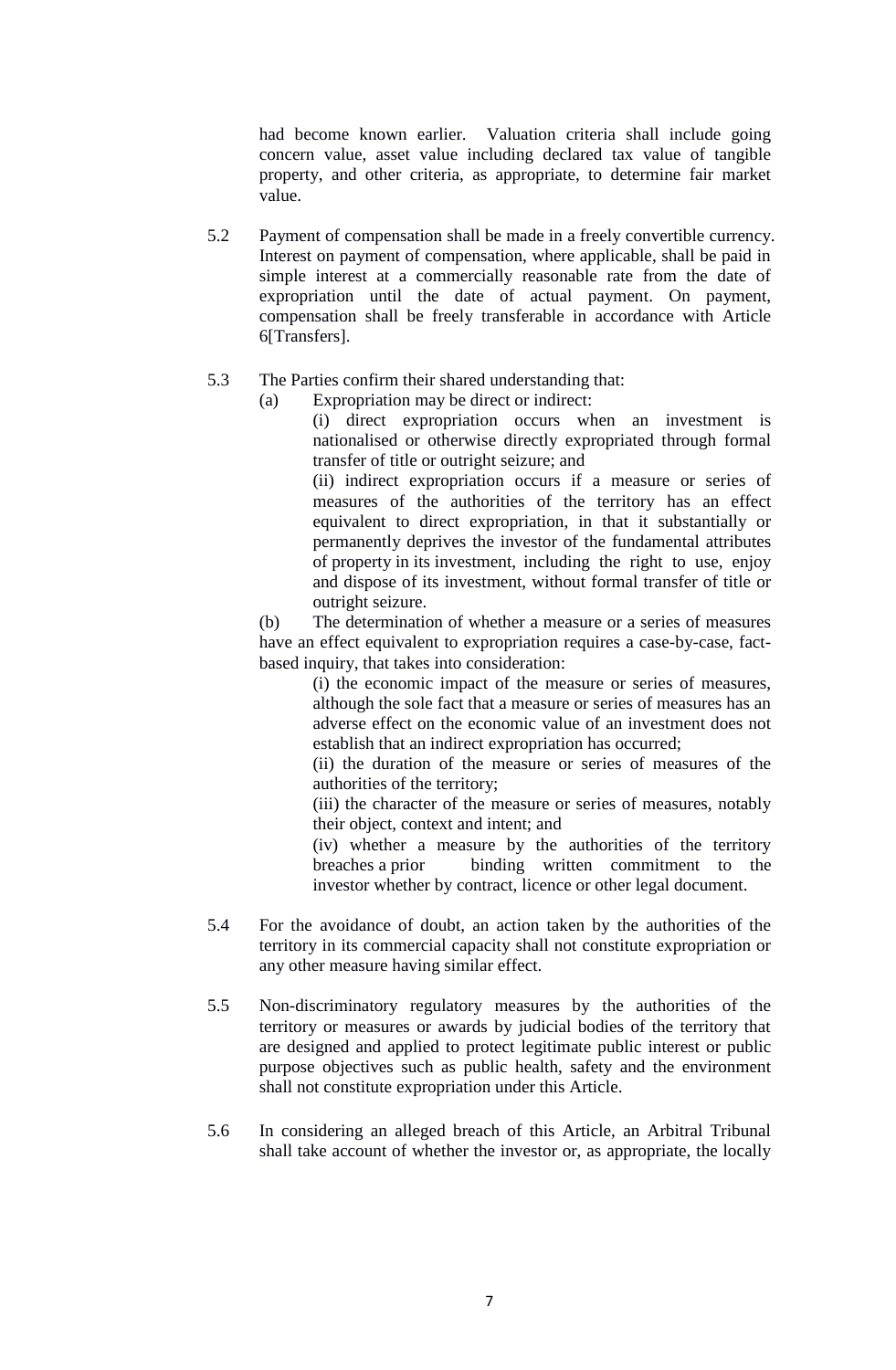had become known earlier. Valuation criteria shall include going concern value, asset value including declared tax value of tangible property, and other criteria, as appropriate, to determine fair market value.

5.2 Payment of compensation shall be made in a freely convertible currency. Interest on payment of compensation, where applicable, shall be paid in simple interest at a commercially reasonable rate from the date of expropriation until the date of actual payment. On payment, compensation shall be freely transferable in accordance with Article 6[Transfers].

5.3 The Parties confirm their shared understanding that:

(a) Expropriation may be direct or indirect:

(i) direct expropriation occurs when an investment is nationalised or otherwise directly expropriated through formal transfer of title or outright seizure; and

(ii) indirect expropriation occurs if a measure or series of measures of the authorities of the territory has an effect equivalent to direct expropriation, in that it substantially or permanently deprives the investor of the fundamental attributes of property in its investment, including the right to use, enjoy and dispose of its investment, without formal transfer of title or outright seizure.

(b) The determination of whether a measure or a series of measures have an effect equivalent to expropriation requires a case-by-case, fact-based inquiry, that takes into consideration:

(i) the economic impact of the measure or series of measures, although the sole fact that a measure or series of measures has an adverse effect on the economic value of an investment does not establish that an indirect expropriation has occurred;

(ii) the duration of the measure or series of measures of the authorities of the territory;

(iii) the character of the measure or series of measures, notably their object, context and intent; and

(iv) whether a measure by the authorities of the territory breaches a prior binding written commitment to the investor whether by contract, licence or other legal document.

5.4 For the avoidance of doubt, an action taken by the authorities of the territory in its commercial capacity shall not constitute expropriation or any other measure having similar effect.

5.5 Non-discriminatory regulatory measures by the authorities of the territory or measures or awards by judicial bodies of the territory that are designed and applied to protect legitimate public interest or public purpose objectives such as public health, safety and the environment shall not constitute expropriation under this Article.

5.6 In considering an alleged breach of this Article, an Arbitral Tribunal shall take account of whether the investor or, as appropriate, the locally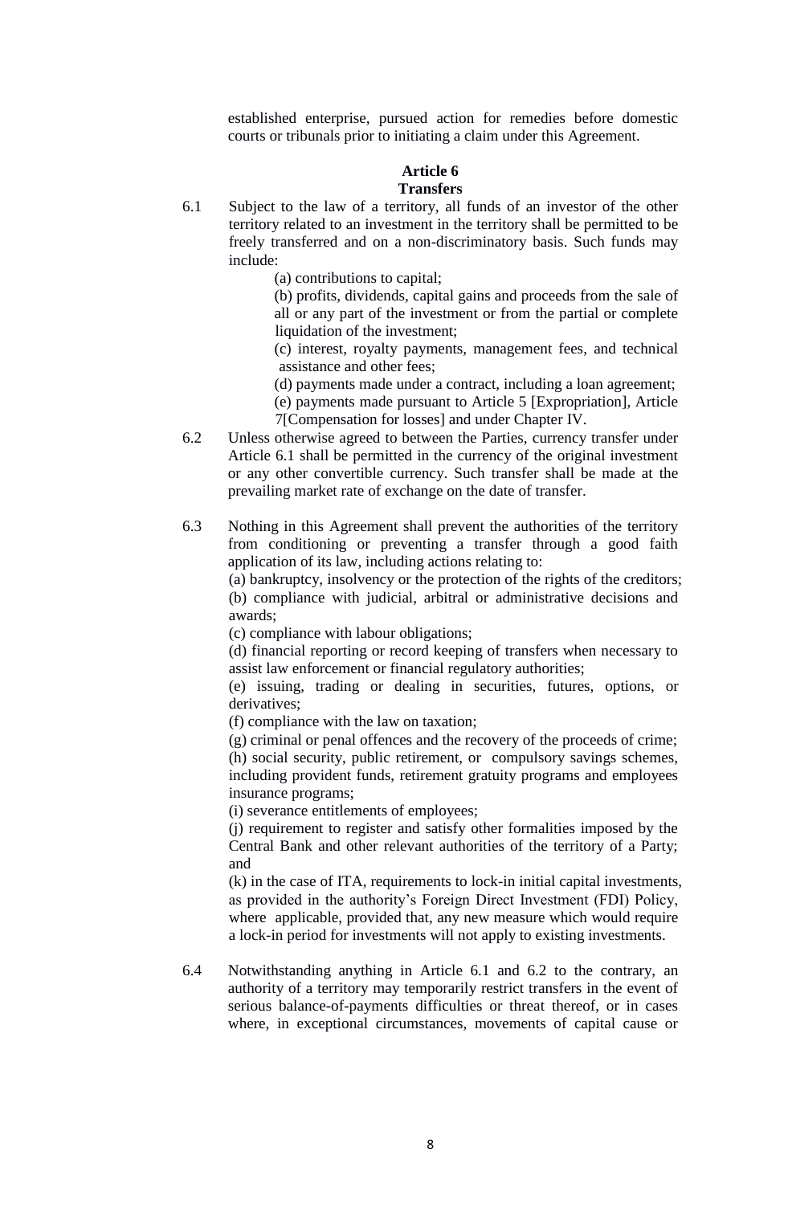established enterprise, pursued action for remedies before domestic courts or tribunals prior to initiating a claim under this Agreement.

### Article 6
### Transfers

6.1 Subject to the law of a territory, all funds of an investor of the other territory related to an investment in the territory shall be permitted to be freely transferred and on a non-discriminatory basis. Such funds may include:

(a) contributions to capital;

(b) profits, dividends, capital gains and proceeds from the sale of all or any part of the investment or from the partial or complete liquidation of the investment;

(c) interest, royalty payments, management fees, and technical assistance and other fees;

(d) payments made under a contract, including a loan agreement;

(e) payments made pursuant to Article 5 [Expropriation], Article 7[Compensation for losses] and under Chapter IV.

6.2 Unless otherwise agreed to between the Parties, currency transfer under Article 6.1 shall be permitted in the currency of the original investment or any other convertible currency. Such transfer shall be made at the prevailing market rate of exchange on the date of transfer.

6.3 Nothing in this Agreement shall prevent the authorities of the territory from conditioning or preventing a transfer through a good faith application of its law, including actions relating to:

(a) bankruptcy, insolvency or the protection of the rights of the creditors;

(b) compliance with judicial, arbitral or administrative decisions and awards;

(c) compliance with labour obligations;

(d) financial reporting or record keeping of transfers when necessary to assist law enforcement or financial regulatory authorities;

(e) issuing, trading or dealing in securities, futures, options, or derivatives;

(f) compliance with the law on taxation;

(g) criminal or penal offences and the recovery of the proceeds of crime;

(h) social security, public retirement, or compulsory savings schemes, including provident funds, retirement gratuity programs and employees insurance programs;

(i) severance entitlements of employees;

(j) requirement to register and satisfy other formalities imposed by the Central Bank and other relevant authorities of the territory of a Party; and

(k) in the case of ITA, requirements to lock-in initial capital investments, as provided in the authority's Foreign Direct Investment (FDI) Policy, where applicable, provided that, any new measure which would require a lock-in period for investments will not apply to existing investments.

6.4 Notwithstanding anything in Article 6.1 and 6.2 to the contrary, an authority of a territory may temporarily restrict transfers in the event of serious balance-of-payments difficulties or threat thereof, or in cases where, in exceptional circumstances, movements of capital cause or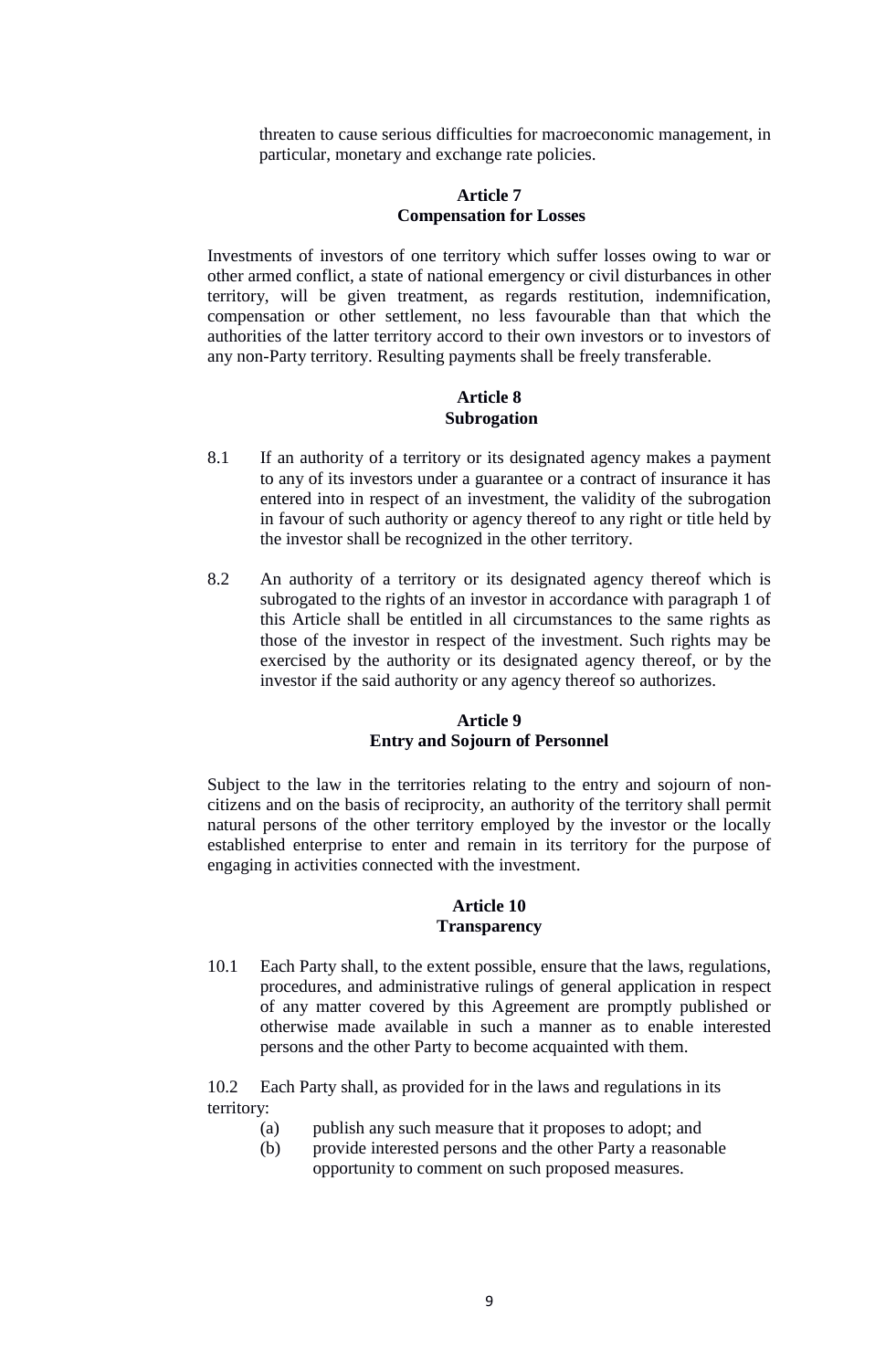threaten to cause serious difficulties for macroeconomic management, in particular, monetary and exchange rate policies.

**Article 7**
**Compensation for Losses**

Investments of investors of one territory which suffer losses owing to war or other armed conflict, a state of national emergency or civil disturbances in other territory, will be given treatment, as regards restitution, indemnification, compensation or other settlement, no less favourable than that which the authorities of the latter territory accord to their own investors or to investors of any non-Party territory. Resulting payments shall be freely transferable.

**Article 8**
**Subrogation**

8.1 If an authority of a territory or its designated agency makes a payment to any of its investors under a guarantee or a contract of insurance it has entered into in respect of an investment, the validity of the subrogation in favour of such authority or agency thereof to any right or title held by the investor shall be recognized in the other territory.

8.2 An authority of a territory or its designated agency thereof which is subrogated to the rights of an investor in accordance with paragraph 1 of this Article shall be entitled in all circumstances to the same rights as those of the investor in respect of the investment. Such rights may be exercised by the authority or its designated agency thereof, or by the investor if the said authority or any agency thereof so authorizes.

**Article 9**
**Entry and Sojourn of Personnel**

Subject to the law in the territories relating to the entry and sojourn of non-citizens and on the basis of reciprocity, an authority of the territory shall permit natural persons of the other territory employed by the investor or the locally established enterprise to enter and remain in its territory for the purpose of engaging in activities connected with the investment.

**Article 10**
**Transparency**

10.1 Each Party shall, to the extent possible, ensure that the laws, regulations, procedures, and administrative rulings of general application in respect of any matter covered by this Agreement are promptly published or otherwise made available in such a manner as to enable interested persons and the other Party to become acquainted with them.

10.2 Each Party shall, as provided for in the laws and regulations in its territory:

(a) publish any such measure that it proposes to adopt; and

(b) provide interested persons and the other Party a reasonable opportunity to comment on such proposed measures.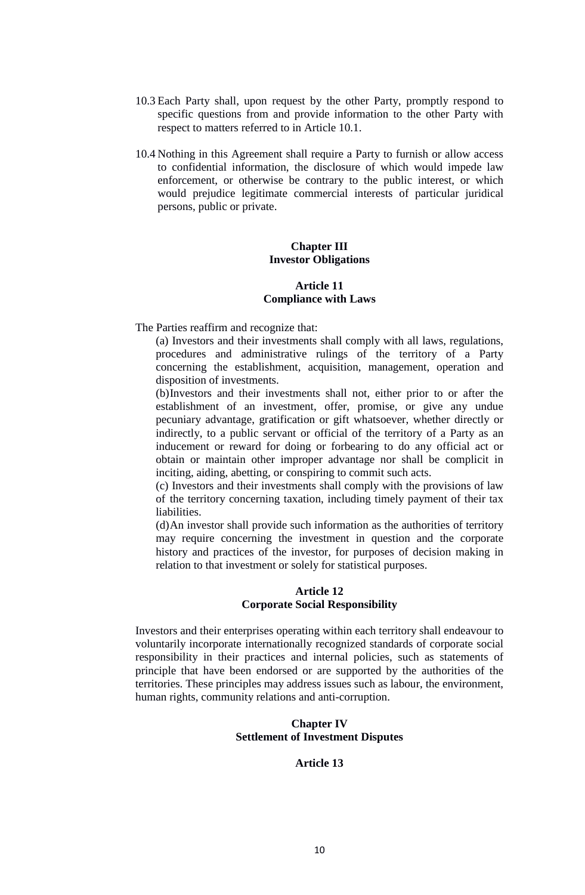10.3 Each Party shall, upon request by the other Party, promptly respond to specific questions from and provide information to the other Party with respect to matters referred to in Article 10.1.

10.4 Nothing in this Agreement shall require a Party to furnish or allow access to confidential information, the disclosure of which would impede law enforcement, or otherwise be contrary to the public interest, or which would prejudice legitimate commercial interests of particular juridical persons, public or private.

## Chapter III
## Investor Obligations

### Article 11
### Compliance with Laws

The Parties reaffirm and recognize that:

(a) Investors and their investments shall comply with all laws, regulations, procedures and administrative rulings of the territory of a Party concerning the establishment, acquisition, management, operation and disposition of investments.

(b)Investors and their investments shall not, either prior to or after the establishment of an investment, offer, promise, or give any undue pecuniary advantage, gratification or gift whatsoever, whether directly or indirectly, to a public servant or official of the territory of a Party as an inducement or reward for doing or forbearing to do any official act or obtain or maintain other improper advantage nor shall be complicit in inciting, aiding, abetting, or conspiring to commit such acts.

(c) Investors and their investments shall comply with the provisions of law of the territory concerning taxation, including timely payment of their tax liabilities.

(d)An investor shall provide such information as the authorities of territory may require concerning the investment in question and the corporate history and practices of the investor, for purposes of decision making in relation to that investment or solely for statistical purposes.

### Article 12
### Corporate Social Responsibility

Investors and their enterprises operating within each territory shall endeavour to voluntarily incorporate internationally recognized standards of corporate social responsibility in their practices and internal policies, such as statements of principle that have been endorsed or are supported by the authorities of the territories. These principles may address issues such as labour, the environment, human rights, community relations and anti-corruption.

## Chapter IV
## Settlement of Investment Disputes

### Article 13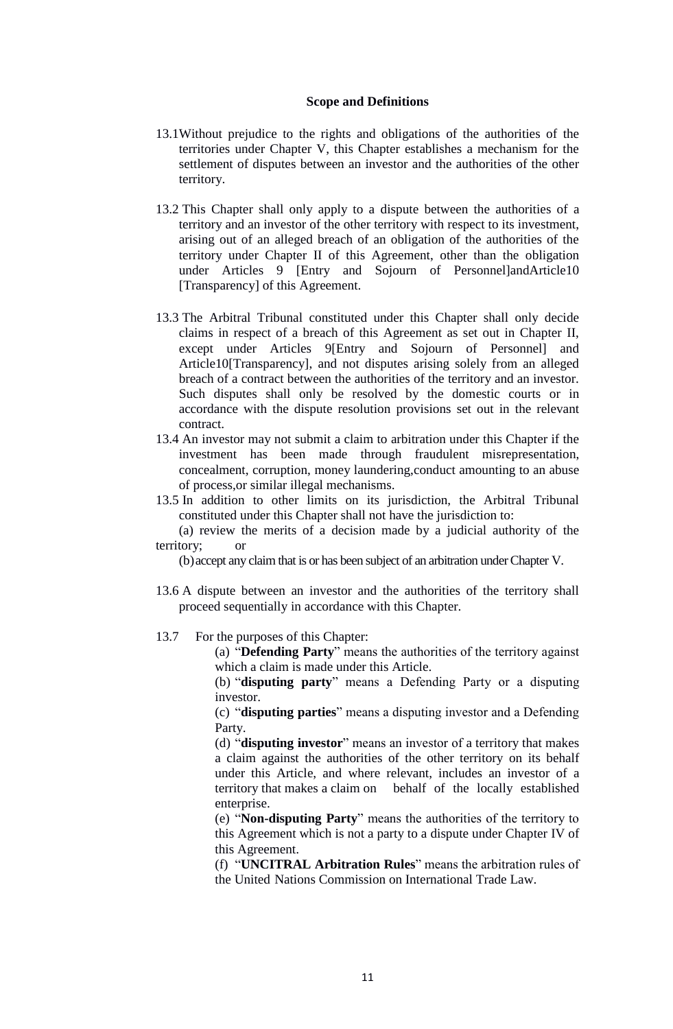**Scope and Definitions**

13.1 Without prejudice to the rights and obligations of the authorities of the territories under Chapter V, this Chapter establishes a mechanism for the settlement of disputes between an investor and the authorities of the other territory.

13.2 This Chapter shall only apply to a dispute between the authorities of a territory and an investor of the other territory with respect to its investment, arising out of an alleged breach of an obligation of the authorities of the territory under Chapter II of this Agreement, other than the obligation under Articles 9 [Entry and Sojourn of Personnel]andArticle10 [Transparency] of this Agreement.

13.3 The Arbitral Tribunal constituted under this Chapter shall only decide claims in respect of a breach of this Agreement as set out in Chapter II, except under Articles 9[Entry and Sojourn of Personnel] and Article10[Transparency], and not disputes arising solely from an alleged breach of a contract between the authorities of the territory and an investor. Such disputes shall only be resolved by the domestic courts or in accordance with the dispute resolution provisions set out in the relevant contract.

13.4 An investor may not submit a claim to arbitration under this Chapter if the investment has been made through fraudulent misrepresentation, concealment, corruption, money laundering,conduct amounting to an abuse of process,or similar illegal mechanisms.

13.5 In addition to other limits on its jurisdiction, the Arbitral Tribunal constituted under this Chapter shall not have the jurisdiction to:

(a) review the merits of a decision made by a judicial authority of the territory; or

(b) accept any claim that is or has been subject of an arbitration under Chapter V.

13.6 A dispute between an investor and the authorities of the territory shall proceed sequentially in accordance with this Chapter.

13.7 For the purposes of this Chapter:

(a) "**Defending Party**" means the authorities of the territory against which a claim is made under this Article.

(b) "**disputing party**" means a Defending Party or a disputing investor.

(c) "**disputing parties**" means a disputing investor and a Defending Party.

(d) "**disputing investor**" means an investor of a territory that makes a claim against the authorities of the other territory on its behalf under this Article, and where relevant, includes an investor of a territory that makes a claim on behalf of the locally established enterprise.

(e) "**Non-disputing Party**" means the authorities of the territory to this Agreement which is not a party to a dispute under Chapter IV of this Agreement.

(f) "**UNCITRAL Arbitration Rules**" means the arbitration rules of the United Nations Commission on International Trade Law.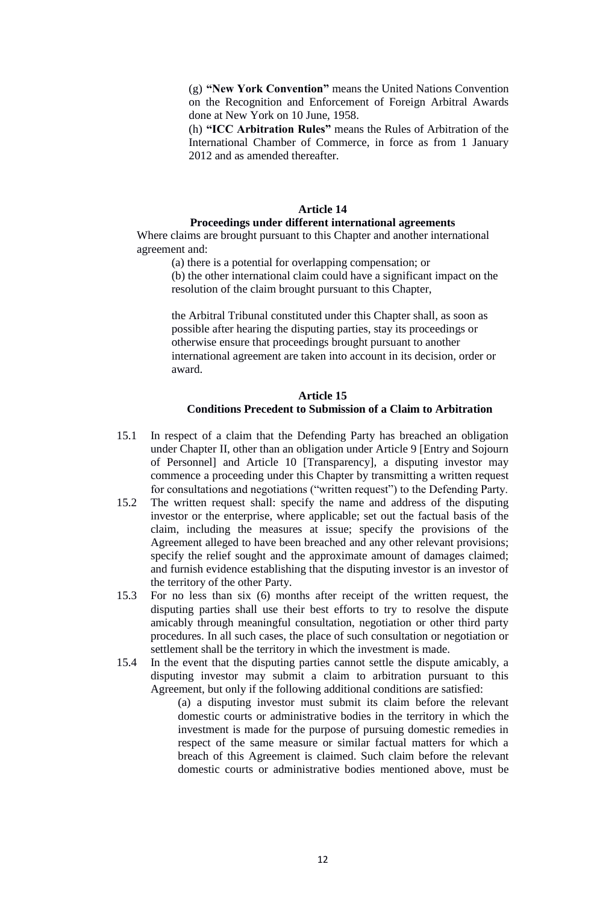(g) **"New York Convention"** means the United Nations Convention on the Recognition and Enforcement of Foreign Arbitral Awards done at New York on 10 June, 1958.

(h) **"ICC Arbitration Rules"** means the Rules of Arbitration of the International Chamber of Commerce, in force as from 1 January 2012 and as amended thereafter.

### Article 14

### Proceedings under different international agreements

Where claims are brought pursuant to this Chapter and another international agreement and:

(a) there is a potential for overlapping compensation; or

(b) the other international claim could have a significant impact on the resolution of the claim brought pursuant to this Chapter,

the Arbitral Tribunal constituted under this Chapter shall, as soon as possible after hearing the disputing parties, stay its proceedings or otherwise ensure that proceedings brought pursuant to another international agreement are taken into account in its decision, order or award.

### Article 15

### Conditions Precedent to Submission of a Claim to Arbitration

15.1 In respect of a claim that the Defending Party has breached an obligation under Chapter II, other than an obligation under Article 9 [Entry and Sojourn of Personnel] and Article 10 [Transparency], a disputing investor may commence a proceeding under this Chapter by transmitting a written request for consultations and negotiations ("written request") to the Defending Party.

15.2 The written request shall: specify the name and address of the disputing investor or the enterprise, where applicable; set out the factual basis of the claim, including the measures at issue; specify the provisions of the Agreement alleged to have been breached and any other relevant provisions; specify the relief sought and the approximate amount of damages claimed; and furnish evidence establishing that the disputing investor is an investor of the territory of the other Party.

15.3 For no less than six (6) months after receipt of the written request, the disputing parties shall use their best efforts to try to resolve the dispute amicably through meaningful consultation, negotiation or other third party procedures. In all such cases, the place of such consultation or negotiation or settlement shall be the territory in which the investment is made.

15.4 In the event that the disputing parties cannot settle the dispute amicably, a disputing investor may submit a claim to arbitration pursuant to this Agreement, but only if the following additional conditions are satisfied:

(a) a disputing investor must submit its claim before the relevant domestic courts or administrative bodies in the territory in which the investment is made for the purpose of pursuing domestic remedies in respect of the same measure or similar factual matters for which a breach of this Agreement is claimed. Such claim before the relevant domestic courts or administrative bodies mentioned above, must be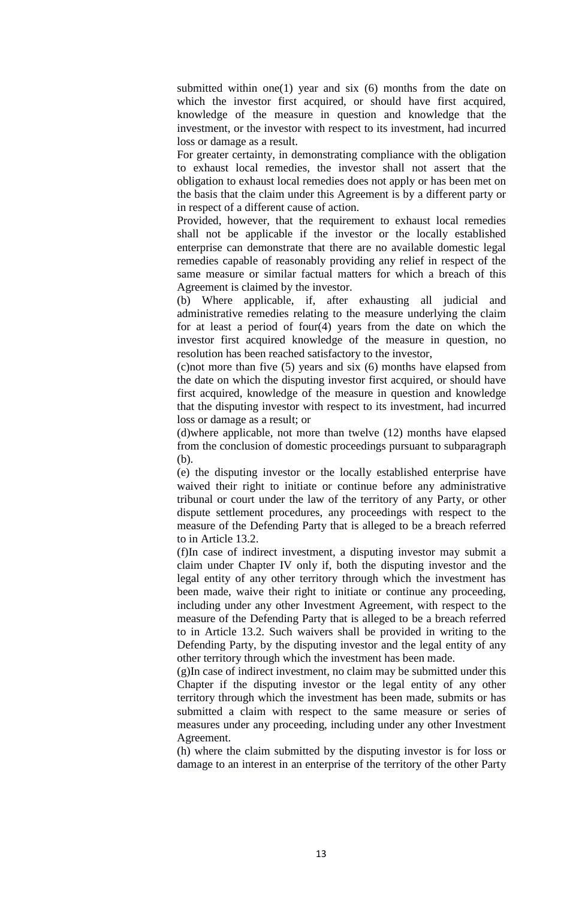submitted within one(1) year and six (6) months from the date on which the investor first acquired, or should have first acquired, knowledge of the measure in question and knowledge that the investment, or the investor with respect to its investment, had incurred loss or damage as a result.

For greater certainty, in demonstrating compliance with the obligation to exhaust local remedies, the investor shall not assert that the obligation to exhaust local remedies does not apply or has been met on the basis that the claim under this Agreement is by a different party or in respect of a different cause of action.

Provided, however, that the requirement to exhaust local remedies shall not be applicable if the investor or the locally established enterprise can demonstrate that there are no available domestic legal remedies capable of reasonably providing any relief in respect of the same measure or similar factual matters for which a breach of this Agreement is claimed by the investor.

(b) Where applicable, if, after exhausting all judicial and administrative remedies relating to the measure underlying the claim for at least a period of four(4) years from the date on which the investor first acquired knowledge of the measure in question, no resolution has been reached satisfactory to the investor,

(c)not more than five (5) years and six (6) months have elapsed from the date on which the disputing investor first acquired, or should have first acquired, knowledge of the measure in question and knowledge that the disputing investor with respect to its investment, had incurred loss or damage as a result; or

(d)where applicable, not more than twelve (12) months have elapsed from the conclusion of domestic proceedings pursuant to subparagraph (b).

(e) the disputing investor or the locally established enterprise have waived their right to initiate or continue before any administrative tribunal or court under the law of the territory of any Party, or other dispute settlement procedures, any proceedings with respect to the measure of the Defending Party that is alleged to be a breach referred to in Article 13.2.

(f)In case of indirect investment, a disputing investor may submit a claim under Chapter IV only if, both the disputing investor and the legal entity of any other territory through which the investment has been made, waive their right to initiate or continue any proceeding, including under any other Investment Agreement, with respect to the measure of the Defending Party that is alleged to be a breach referred to in Article 13.2. Such waivers shall be provided in writing to the Defending Party, by the disputing investor and the legal entity of any other territory through which the investment has been made.

(g)In case of indirect investment, no claim may be submitted under this Chapter if the disputing investor or the legal entity of any other territory through which the investment has been made, submits or has submitted a claim with respect to the same measure or series of measures under any proceeding, including under any other Investment Agreement.

(h) where the claim submitted by the disputing investor is for loss or damage to an interest in an enterprise of the territory of the other Party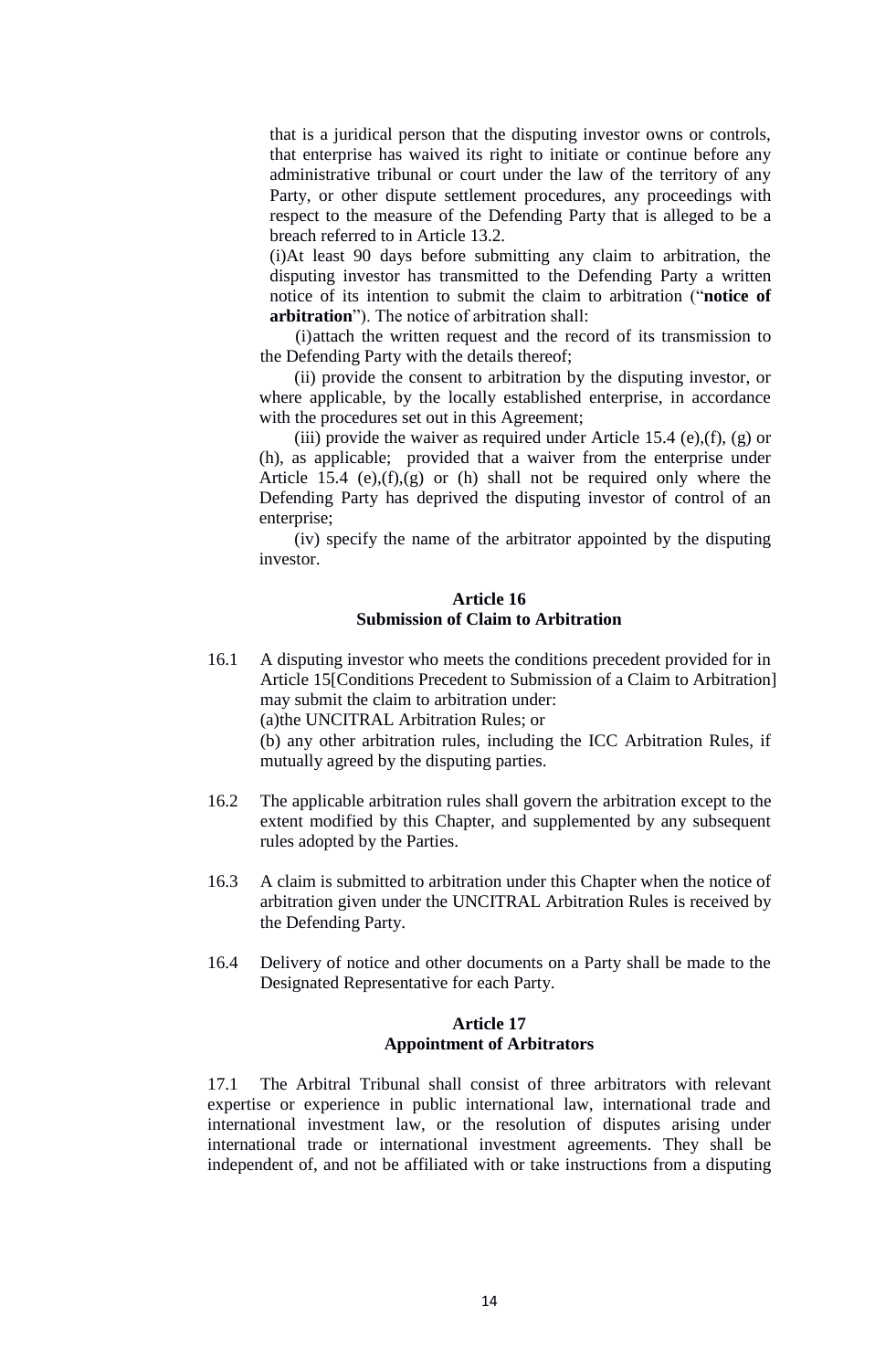that is a juridical person that the disputing investor owns or controls, that enterprise has waived its right to initiate or continue before any administrative tribunal or court under the law of the territory of any Party, or other dispute settlement procedures, any proceedings with respect to the measure of the Defending Party that is alleged to be a breach referred to in Article 13.2.

(i)At least 90 days before submitting any claim to arbitration, the disputing investor has transmitted to the Defending Party a written notice of its intention to submit the claim to arbitration ("**notice of arbitration**"). The notice of arbitration shall:

(i)attach the written request and the record of its transmission to the Defending Party with the details thereof;

(ii) provide the consent to arbitration by the disputing investor, or where applicable, by the locally established enterprise, in accordance with the procedures set out in this Agreement;

(iii) provide the waiver as required under Article 15.4 (e),(f), (g) or (h), as applicable; provided that a waiver from the enterprise under Article 15.4 (e),(f),(g) or (h) shall not be required only where the Defending Party has deprived the disputing investor of control of an enterprise;

(iv) specify the name of the arbitrator appointed by the disputing investor.

### Article 16
### Submission of Claim to Arbitration

16.1 A disputing investor who meets the conditions precedent provided for in Article 15[Conditions Precedent to Submission of a Claim to Arbitration] may submit the claim to arbitration under:
(a)the UNCITRAL Arbitration Rules; or
(b) any other arbitration rules, including the ICC Arbitration Rules, if mutually agreed by the disputing parties.

16.2 The applicable arbitration rules shall govern the arbitration except to the extent modified by this Chapter, and supplemented by any subsequent rules adopted by the Parties.

16.3 A claim is submitted to arbitration under this Chapter when the notice of arbitration given under the UNCITRAL Arbitration Rules is received by the Defending Party.

16.4 Delivery of notice and other documents on a Party shall be made to the Designated Representative for each Party.

### Article 17
### Appointment of Arbitrators

17.1 The Arbitral Tribunal shall consist of three arbitrators with relevant expertise or experience in public international law, international trade and international investment law, or the resolution of disputes arising under international trade or international investment agreements. They shall be independent of, and not be affiliated with or take instructions from a disputing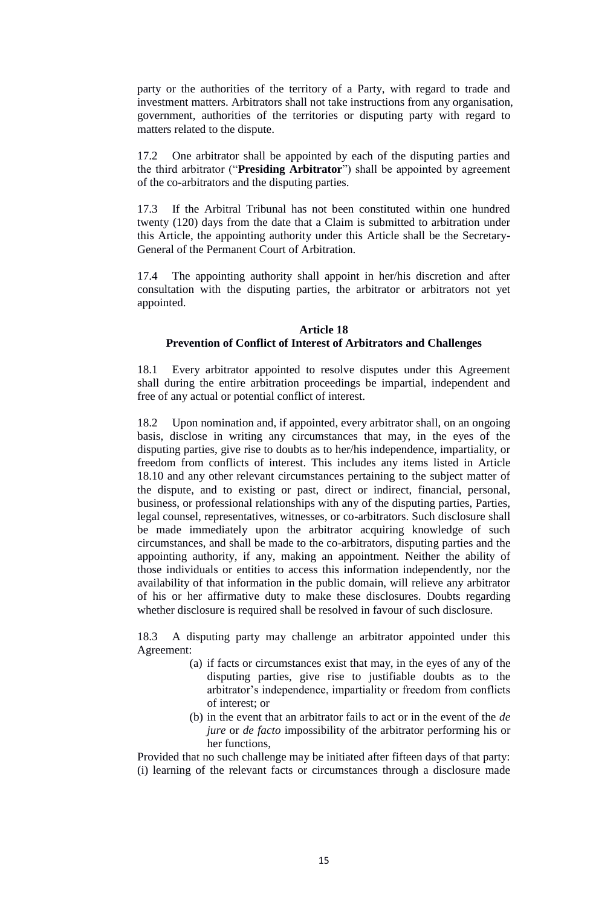party or the authorities of the territory of a Party, with regard to trade and investment matters. Arbitrators shall not take instructions from any organisation, government, authorities of the territories or disputing party with regard to matters related to the dispute.

17.2 One arbitrator shall be appointed by each of the disputing parties and the third arbitrator ("**Presiding Arbitrator**") shall be appointed by agreement of the co-arbitrators and the disputing parties.

17.3 If the Arbitral Tribunal has not been constituted within one hundred twenty (120) days from the date that a Claim is submitted to arbitration under this Article, the appointing authority under this Article shall be the Secretary-General of the Permanent Court of Arbitration.

17.4 The appointing authority shall appoint in her/his discretion and after consultation with the disputing parties, the arbitrator or arbitrators not yet appointed.

### Article 18
### Prevention of Conflict of Interest of Arbitrators and Challenges

18.1 Every arbitrator appointed to resolve disputes under this Agreement shall during the entire arbitration proceedings be impartial, independent and free of any actual or potential conflict of interest.

18.2 Upon nomination and, if appointed, every arbitrator shall, on an ongoing basis, disclose in writing any circumstances that may, in the eyes of the disputing parties, give rise to doubts as to her/his independence, impartiality, or freedom from conflicts of interest. This includes any items listed in Article 18.10 and any other relevant circumstances pertaining to the subject matter of the dispute, and to existing or past, direct or indirect, financial, personal, business, or professional relationships with any of the disputing parties, Parties, legal counsel, representatives, witnesses, or co-arbitrators. Such disclosure shall be made immediately upon the arbitrator acquiring knowledge of such circumstances, and shall be made to the co-arbitrators, disputing parties and the appointing authority, if any, making an appointment. Neither the ability of those individuals or entities to access this information independently, nor the availability of that information in the public domain, will relieve any arbitrator of his or her affirmative duty to make these disclosures. Doubts regarding whether disclosure is required shall be resolved in favour of such disclosure.

18.3 A disputing party may challenge an arbitrator appointed under this Agreement:

(a) if facts or circumstances exist that may, in the eyes of any of the disputing parties, give rise to justifiable doubts as to the arbitrator's independence, impartiality or freedom from conflicts of interest; or

(b) in the event that an arbitrator fails to act or in the event of the *de jure* or *de facto* impossibility of the arbitrator performing his or her functions,

Provided that no such challenge may be initiated after fifteen days of that party: (i) learning of the relevant facts or circumstances through a disclosure made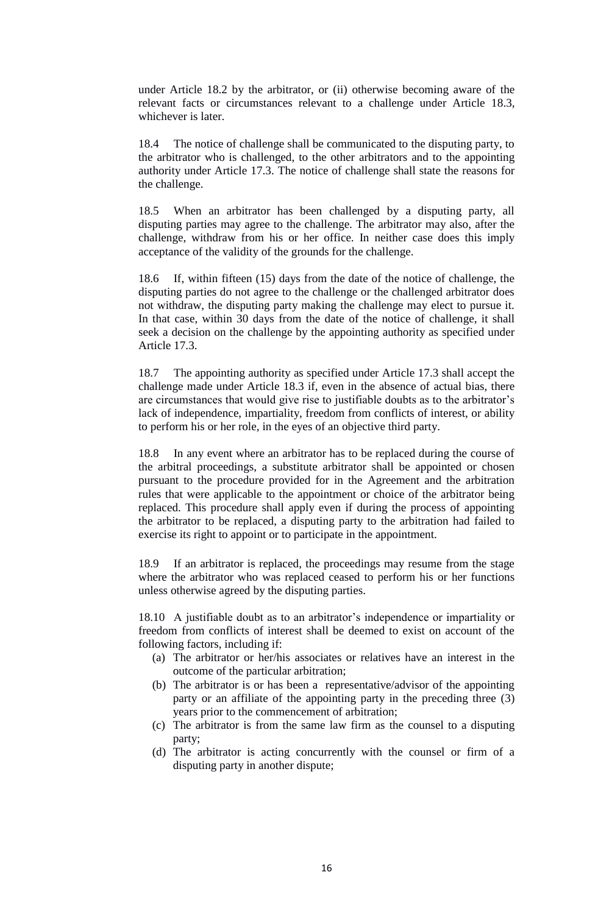under Article 18.2 by the arbitrator, or (ii) otherwise becoming aware of the relevant facts or circumstances relevant to a challenge under Article 18.3, whichever is later.

18.4 The notice of challenge shall be communicated to the disputing party, to the arbitrator who is challenged, to the other arbitrators and to the appointing authority under Article 17.3. The notice of challenge shall state the reasons for the challenge.

18.5 When an arbitrator has been challenged by a disputing party, all disputing parties may agree to the challenge. The arbitrator may also, after the challenge, withdraw from his or her office. In neither case does this imply acceptance of the validity of the grounds for the challenge.

18.6 If, within fifteen (15) days from the date of the notice of challenge, the disputing parties do not agree to the challenge or the challenged arbitrator does not withdraw, the disputing party making the challenge may elect to pursue it. In that case, within 30 days from the date of the notice of challenge, it shall seek a decision on the challenge by the appointing authority as specified under Article 17.3.

18.7 The appointing authority as specified under Article 17.3 shall accept the challenge made under Article 18.3 if, even in the absence of actual bias, there are circumstances that would give rise to justifiable doubts as to the arbitrator's lack of independence, impartiality, freedom from conflicts of interest, or ability to perform his or her role, in the eyes of an objective third party.

18.8 In any event where an arbitrator has to be replaced during the course of the arbitral proceedings, a substitute arbitrator shall be appointed or chosen pursuant to the procedure provided for in the Agreement and the arbitration rules that were applicable to the appointment or choice of the arbitrator being replaced. This procedure shall apply even if during the process of appointing the arbitrator to be replaced, a disputing party to the arbitration had failed to exercise its right to appoint or to participate in the appointment.

18.9 If an arbitrator is replaced, the proceedings may resume from the stage where the arbitrator who was replaced ceased to perform his or her functions unless otherwise agreed by the disputing parties.

18.10 A justifiable doubt as to an arbitrator's independence or impartiality or freedom from conflicts of interest shall be deemed to exist on account of the following factors, including if:

(a) The arbitrator or her/his associates or relatives have an interest in the outcome of the particular arbitration;
(b) The arbitrator is or has been a representative/advisor of the appointing party or an affiliate of the appointing party in the preceding three (3) years prior to the commencement of arbitration;
(c) The arbitrator is from the same law firm as the counsel to a disputing party;
(d) The arbitrator is acting concurrently with the counsel or firm of a disputing party in another dispute;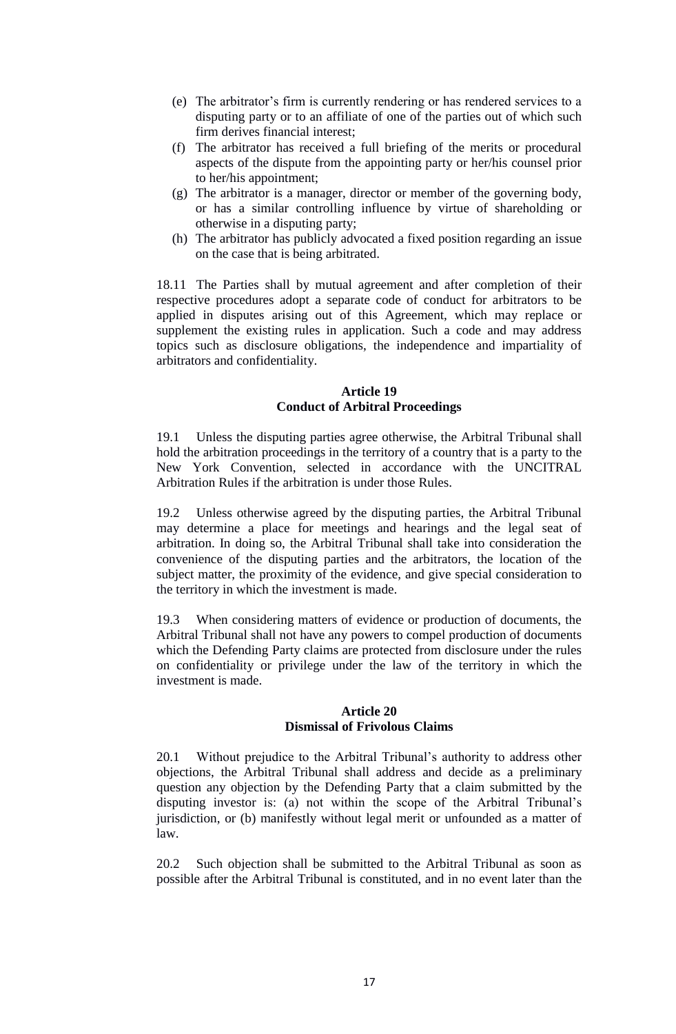(e) The arbitrator's firm is currently rendering or has rendered services to a disputing party or to an affiliate of one of the parties out of which such firm derives financial interest;

(f) The arbitrator has received a full briefing of the merits or procedural aspects of the dispute from the appointing party or her/his counsel prior to her/his appointment;

(g) The arbitrator is a manager, director or member of the governing body, or has a similar controlling influence by virtue of shareholding or otherwise in a disputing party;

(h) The arbitrator has publicly advocated a fixed position regarding an issue on the case that is being arbitrated.

18.11 The Parties shall by mutual agreement and after completion of their respective procedures adopt a separate code of conduct for arbitrators to be applied in disputes arising out of this Agreement, which may replace or supplement the existing rules in application. Such a code and may address topics such as disclosure obligations, the independence and impartiality of arbitrators and confidentiality.

**Article 19**
**Conduct of Arbitral Proceedings**

19.1 Unless the disputing parties agree otherwise, the Arbitral Tribunal shall hold the arbitration proceedings in the territory of a country that is a party to the New York Convention, selected in accordance with the UNCITRAL Arbitration Rules if the arbitration is under those Rules.

19.2 Unless otherwise agreed by the disputing parties, the Arbitral Tribunal may determine a place for meetings and hearings and the legal seat of arbitration. In doing so, the Arbitral Tribunal shall take into consideration the convenience of the disputing parties and the arbitrators, the location of the subject matter, the proximity of the evidence, and give special consideration to the territory in which the investment is made.

19.3 When considering matters of evidence or production of documents, the Arbitral Tribunal shall not have any powers to compel production of documents which the Defending Party claims are protected from disclosure under the rules on confidentiality or privilege under the law of the territory in which the investment is made.

**Article 20**
**Dismissal of Frivolous Claims**

20.1 Without prejudice to the Arbitral Tribunal's authority to address other objections, the Arbitral Tribunal shall address and decide as a preliminary question any objection by the Defending Party that a claim submitted by the disputing investor is: (a) not within the scope of the Arbitral Tribunal's jurisdiction, or (b) manifestly without legal merit or unfounded as a matter of law.

20.2 Such objection shall be submitted to the Arbitral Tribunal as soon as possible after the Arbitral Tribunal is constituted, and in no event later than the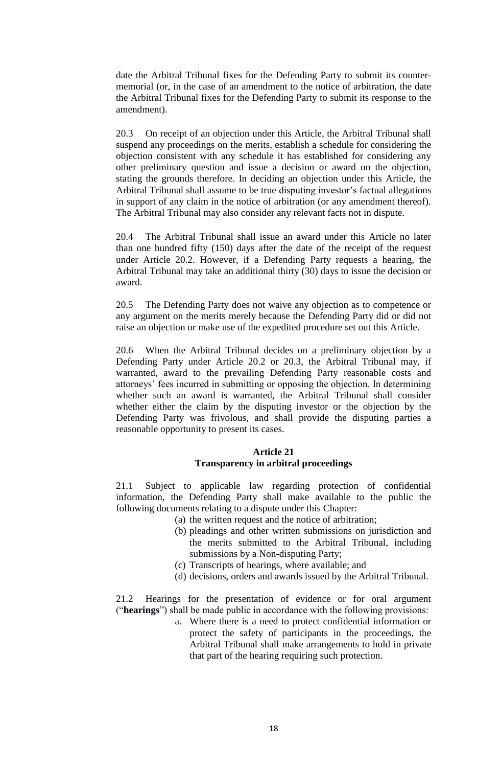date the Arbitral Tribunal fixes for the Defending Party to submit its counter-memorial (or, in the case of an amendment to the notice of arbitration, the date the Arbitral Tribunal fixes for the Defending Party to submit its response to the amendment).

20.3 On receipt of an objection under this Article, the Arbitral Tribunal shall suspend any proceedings on the merits, establish a schedule for considering the objection consistent with any schedule it has established for considering any other preliminary question and issue a decision or award on the objection, stating the grounds therefore. In deciding an objection under this Article, the Arbitral Tribunal shall assume to be true disputing investor's factual allegations in support of any claim in the notice of arbitration (or any amendment thereof). The Arbitral Tribunal may also consider any relevant facts not in dispute.

20.4 The Arbitral Tribunal shall issue an award under this Article no later than one hundred fifty (150) days after the date of the receipt of the request under Article 20.2. However, if a Defending Party requests a hearing, the Arbitral Tribunal may take an additional thirty (30) days to issue the decision or award.

20.5 The Defending Party does not waive any objection as to competence or any argument on the merits merely because the Defending Party did or did not raise an objection or make use of the expedited procedure set out this Article.

20.6 When the Arbitral Tribunal decides on a preliminary objection by a Defending Party under Article 20.2 or 20.3, the Arbitral Tribunal may, if warranted, award to the prevailing Defending Party reasonable costs and attorneys' fees incurred in submitting or opposing the objection. In determining whether such an award is warranted, the Arbitral Tribunal shall consider whether either the claim by the disputing investor or the objection by the Defending Party was frivolous, and shall provide the disputing parties a reasonable opportunity to present its cases.

## Article 21
## Transparency in arbitral proceedings

21.1 Subject to applicable law regarding protection of confidential information, the Defending Party shall make available to the public the following documents relating to a dispute under this Chapter:

(a) the written request and the notice of arbitration;
(b) pleadings and other written submissions on jurisdiction and the merits submitted to the Arbitral Tribunal, including submissions by a Non-disputing Party;
(c) Transcripts of hearings, where available; and
(d) decisions, orders and awards issued by the Arbitral Tribunal.

21.2 Hearings for the presentation of evidence or for oral argument ("**hearings**") shall be made public in accordance with the following provisions:

a. Where there is a need to protect confidential information or protect the safety of participants in the proceedings, the Arbitral Tribunal shall make arrangements to hold in private that part of the hearing requiring such protection.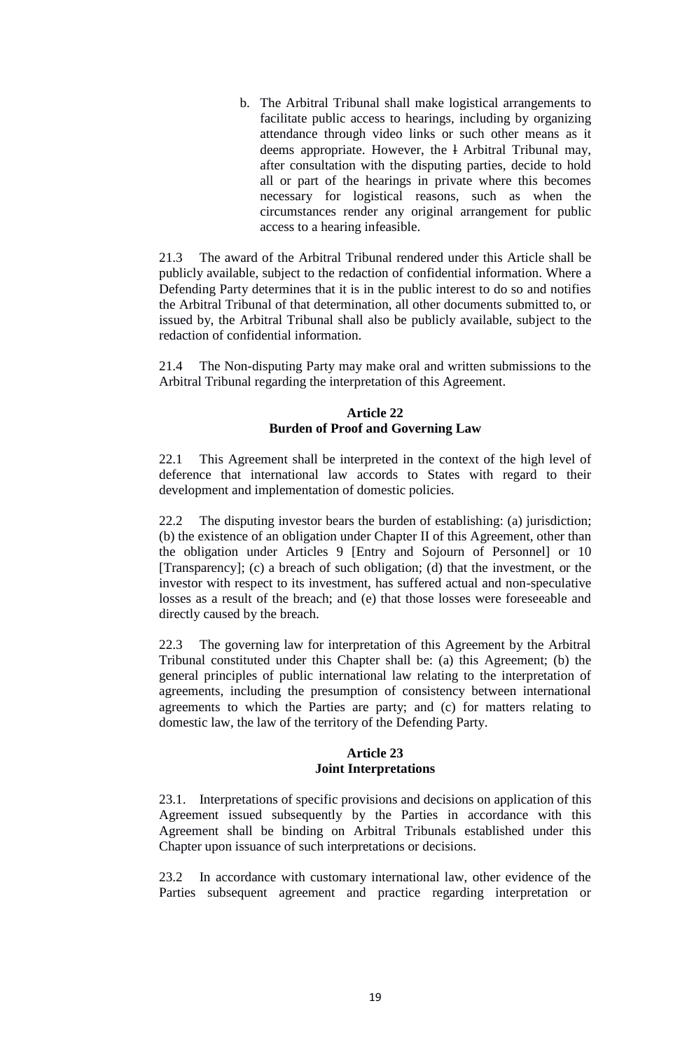b. The Arbitral Tribunal shall make logistical arrangements to facilitate public access to hearings, including by organizing attendance through video links or such other means as it deems appropriate. However, the I Arbitral Tribunal may, after consultation with the disputing parties, decide to hold all or part of the hearings in private where this becomes necessary for logistical reasons, such as when the circumstances render any original arrangement for public access to a hearing infeasible.

21.3 The award of the Arbitral Tribunal rendered under this Article shall be publicly available, subject to the redaction of confidential information. Where a Defending Party determines that it is in the public interest to do so and notifies the Arbitral Tribunal of that determination, all other documents submitted to, or issued by, the Arbitral Tribunal shall also be publicly available, subject to the redaction of confidential information.

21.4 The Non-disputing Party may make oral and written submissions to the Arbitral Tribunal regarding the interpretation of this Agreement.

**Article 22**
**Burden of Proof and Governing Law**

22.1 This Agreement shall be interpreted in the context of the high level of deference that international law accords to States with regard to their development and implementation of domestic policies.

22.2 The disputing investor bears the burden of establishing: (a) jurisdiction; (b) the existence of an obligation under Chapter II of this Agreement, other than the obligation under Articles 9 [Entry and Sojourn of Personnel] or 10 [Transparency]; (c) a breach of such obligation; (d) that the investment, or the investor with respect to its investment, has suffered actual and non-speculative losses as a result of the breach; and (e) that those losses were foreseeable and directly caused by the breach.

22.3 The governing law for interpretation of this Agreement by the Arbitral Tribunal constituted under this Chapter shall be: (a) this Agreement; (b) the general principles of public international law relating to the interpretation of agreements, including the presumption of consistency between international agreements to which the Parties are party; and (c) for matters relating to domestic law, the law of the territory of the Defending Party.

**Article 23**
**Joint Interpretations**

23.1. Interpretations of specific provisions and decisions on application of this Agreement issued subsequently by the Parties in accordance with this Agreement shall be binding on Arbitral Tribunals established under this Chapter upon issuance of such interpretations or decisions.

23.2 In accordance with customary international law, other evidence of the Parties subsequent agreement and practice regarding interpretation or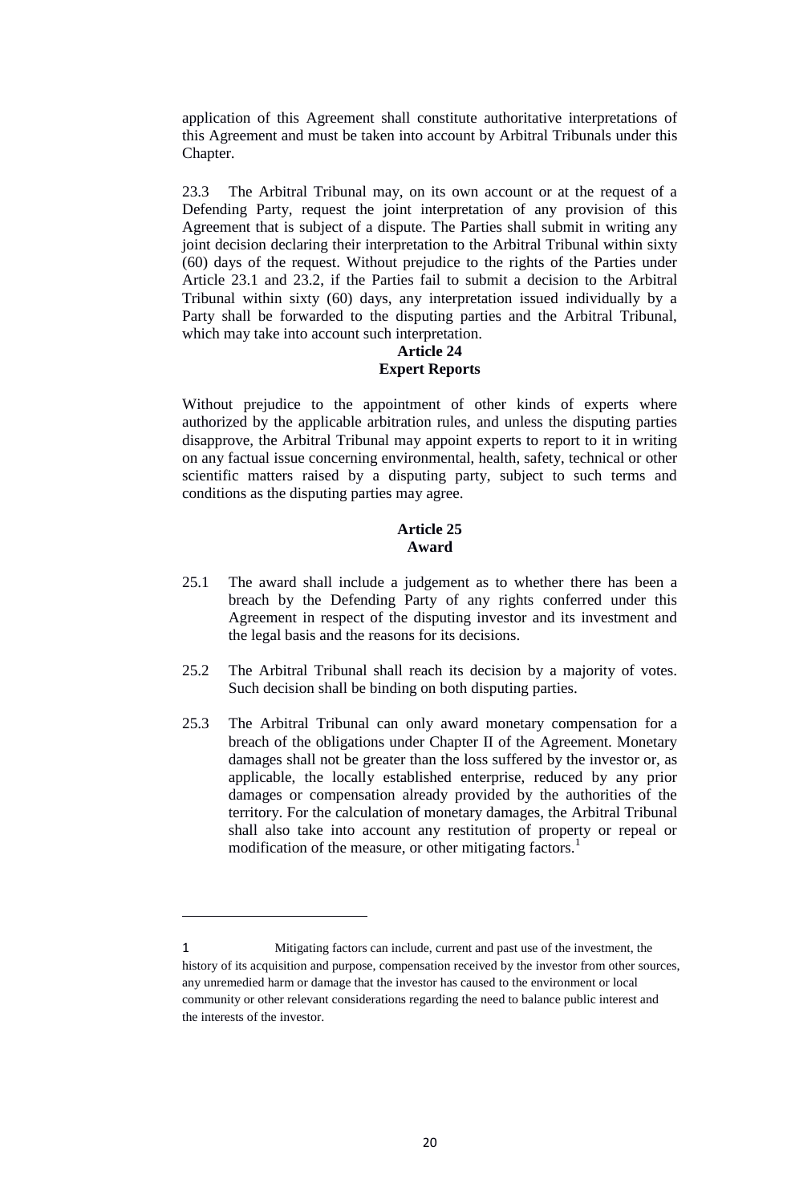application of this Agreement shall constitute authoritative interpretations of this Agreement and must be taken into account by Arbitral Tribunals under this Chapter.

23.3 The Arbitral Tribunal may, on its own account or at the request of a Defending Party, request the joint interpretation of any provision of this Agreement that is subject of a dispute. The Parties shall submit in writing any joint decision declaring their interpretation to the Arbitral Tribunal within sixty (60) days of the request. Without prejudice to the rights of the Parties under Article 23.1 and 23.2, if the Parties fail to submit a decision to the Arbitral Tribunal within sixty (60) days, any interpretation issued individually by a Party shall be forwarded to the disputing parties and the Arbitral Tribunal, which may take into account such interpretation.

**Article 24**
**Expert Reports**

Without prejudice to the appointment of other kinds of experts where authorized by the applicable arbitration rules, and unless the disputing parties disapprove, the Arbitral Tribunal may appoint experts to report to it in writing on any factual issue concerning environmental, health, safety, technical or other scientific matters raised by a disputing party, subject to such terms and conditions as the disputing parties may agree.

**Article 25**
**Award**

25.1 The award shall include a judgement as to whether there has been a breach by the Defending Party of any rights conferred under this Agreement in respect of the disputing investor and its investment and the legal basis and the reasons for its decisions.

25.2 The Arbitral Tribunal shall reach its decision by a majority of votes. Such decision shall be binding on both disputing parties.

25.3 The Arbitral Tribunal can only award monetary compensation for a breach of the obligations under Chapter II of the Agreement. Monetary damages shall not be greater than the loss suffered by the investor or, as applicable, the locally established enterprise, reduced by any prior damages or compensation already provided by the authorities of the territory. For the calculation of monetary damages, the Arbitral Tribunal shall also take into account any restitution of property or repeal or modification of the measure, or other mitigating factors.[1]

---

1 Mitigating factors can include, current and past use of the investment, the history of its acquisition and purpose, compensation received by the investor from other sources, any unremedied harm or damage that the investor has caused to the environment or local community or other relevant considerations regarding the need to balance public interest and the interests of the investor.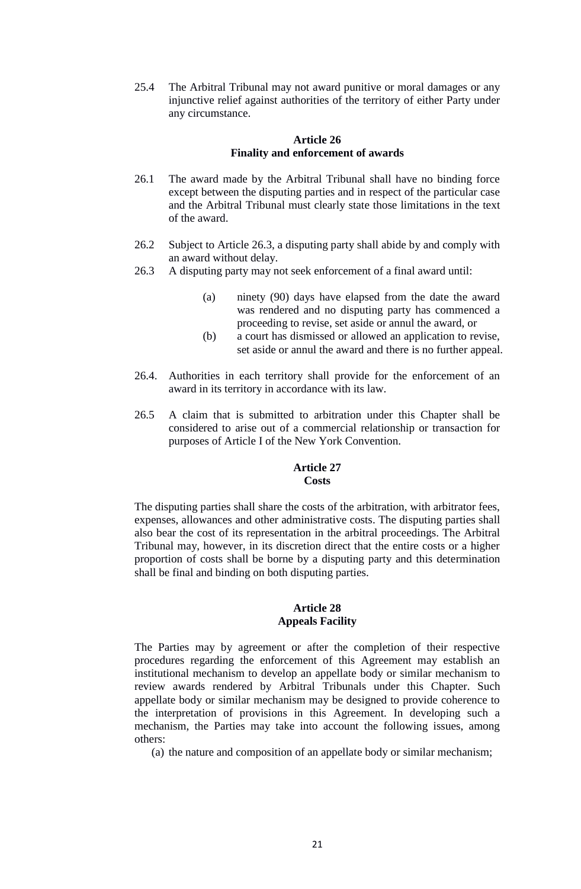25.4 The Arbitral Tribunal may not award punitive or moral damages or any injunctive relief against authorities of the territory of either Party under any circumstance.

**Article 26**
**Finality and enforcement of awards**

26.1 The award made by the Arbitral Tribunal shall have no binding force except between the disputing parties and in respect of the particular case and the Arbitral Tribunal must clearly state those limitations in the text of the award.

26.2 Subject to Article 26.3, a disputing party shall abide by and comply with an award without delay.

26.3 A disputing party may not seek enforcement of a final award until:

(a) ninety (90) days have elapsed from the date the award was rendered and no disputing party has commenced a proceeding to revise, set aside or annul the award, or

(b) a court has dismissed or allowed an application to revise, set aside or annul the award and there is no further appeal.

26.4. Authorities in each territory shall provide for the enforcement of an award in its territory in accordance with its law.

26.5 A claim that is submitted to arbitration under this Chapter shall be considered to arise out of a commercial relationship or transaction for purposes of Article I of the New York Convention.

**Article 27**
**Costs**

The disputing parties shall share the costs of the arbitration, with arbitrator fees, expenses, allowances and other administrative costs. The disputing parties shall also bear the cost of its representation in the arbitral proceedings. The Arbitral Tribunal may, however, in its discretion direct that the entire costs or a higher proportion of costs shall be borne by a disputing party and this determination shall be final and binding on both disputing parties.

**Article 28**
**Appeals Facility**

The Parties may by agreement or after the completion of their respective procedures regarding the enforcement of this Agreement may establish an institutional mechanism to develop an appellate body or similar mechanism to review awards rendered by Arbitral Tribunals under this Chapter. Such appellate body or similar mechanism may be designed to provide coherence to the interpretation of provisions in this Agreement. In developing such a mechanism, the Parties may take into account the following issues, among others:

(a) the nature and composition of an appellate body or similar mechanism;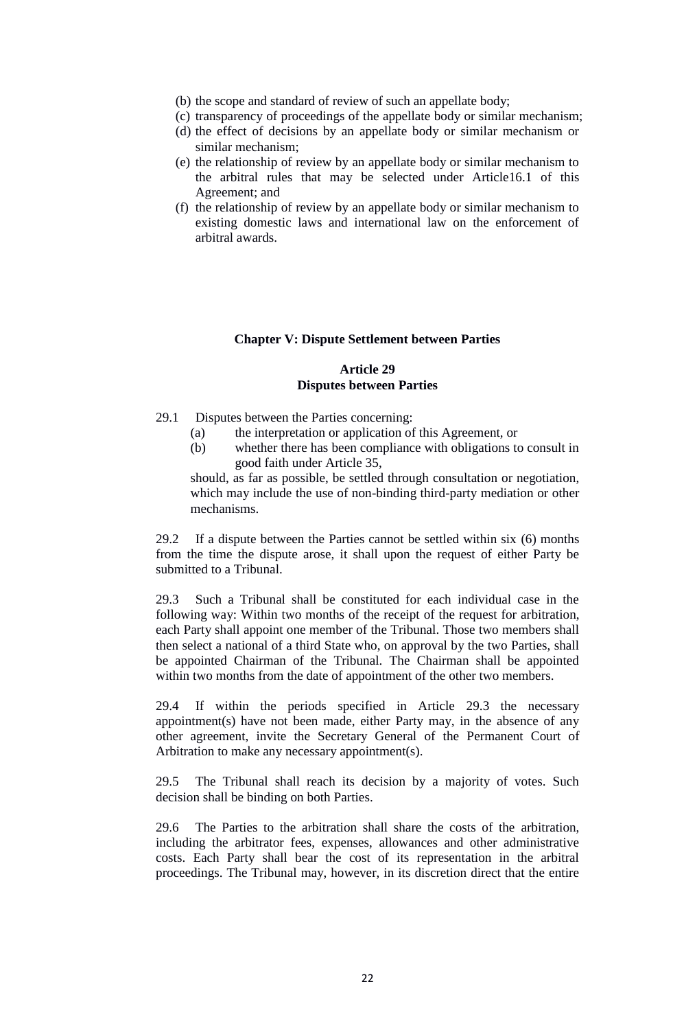(b) the scope and standard of review of such an appellate body;
(c) transparency of proceedings of the appellate body or similar mechanism;
(d) the effect of decisions by an appellate body or similar mechanism or similar mechanism;
(e) the relationship of review by an appellate body or similar mechanism to the arbitral rules that may be selected under Article16.1 of this Agreement; and
(f) the relationship of review by an appellate body or similar mechanism to existing domestic laws and international law on the enforcement of arbitral awards.

**Chapter V: Dispute Settlement between Parties**

**Article 29**
**Disputes between Parties**

29.1 Disputes between the Parties concerning:

(a) the interpretation or application of this Agreement, or
(b) whether there has been compliance with obligations to consult in good faith under Article 35,

should, as far as possible, be settled through consultation or negotiation, which may include the use of non-binding third-party mediation or other mechanisms.

29.2 If a dispute between the Parties cannot be settled within six (6) months from the time the dispute arose, it shall upon the request of either Party be submitted to a Tribunal.

29.3 Such a Tribunal shall be constituted for each individual case in the following way: Within two months of the receipt of the request for arbitration, each Party shall appoint one member of the Tribunal. Those two members shall then select a national of a third State who, on approval by the two Parties, shall be appointed Chairman of the Tribunal. The Chairman shall be appointed within two months from the date of appointment of the other two members.

29.4 If within the periods specified in Article 29.3 the necessary appointment(s) have not been made, either Party may, in the absence of any other agreement, invite the Secretary General of the Permanent Court of Arbitration to make any necessary appointment(s).

29.5 The Tribunal shall reach its decision by a majority of votes. Such decision shall be binding on both Parties.

29.6 The Parties to the arbitration shall share the costs of the arbitration, including the arbitrator fees, expenses, allowances and other administrative costs. Each Party shall bear the cost of its representation in the arbitral proceedings. The Tribunal may, however, in its discretion direct that the entire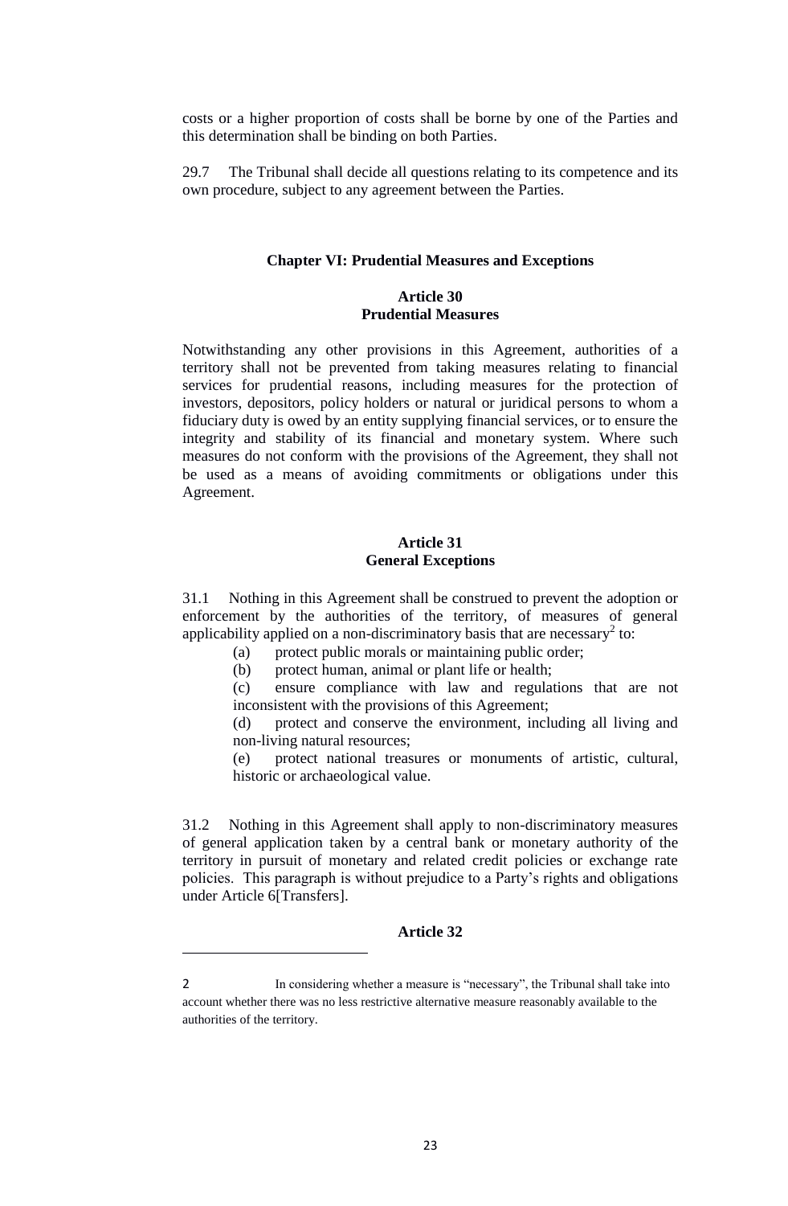costs or a higher proportion of costs shall be borne by one of the Parties and this determination shall be binding on both Parties.

29.7 The Tribunal shall decide all questions relating to its competence and its own procedure, subject to any agreement between the Parties.

## Chapter VI: Prudential Measures and Exceptions

### Article 30
### Prudential Measures

Notwithstanding any other provisions in this Agreement, authorities of a territory shall not be prevented from taking measures relating to financial services for prudential reasons, including measures for the protection of investors, depositors, policy holders or natural or juridical persons to whom a fiduciary duty is owed by an entity supplying financial services, or to ensure the integrity and stability of its financial and monetary system. Where such measures do not conform with the provisions of the Agreement, they shall not be used as a means of avoiding commitments or obligations under this Agreement.

### Article 31
### General Exceptions

31.1 Nothing in this Agreement shall be construed to prevent the adoption or enforcement by the authorities of the territory, of measures of general applicability applied on a non-discriminatory basis that are necessary[2] to:

(a) protect public morals or maintaining public order;

(b) protect human, animal or plant life or health;

(c) ensure compliance with law and regulations that are not inconsistent with the provisions of this Agreement;

(d) protect and conserve the environment, including all living and non-living natural resources;

(e) protect national treasures or monuments of artistic, cultural, historic or archaeological value.

31.2 Nothing in this Agreement shall apply to non-discriminatory measures of general application taken by a central bank or monetary authority of the territory in pursuit of monetary and related credit policies or exchange rate policies. This paragraph is without prejudice to a Party's rights and obligations under Article 6[Transfers].

### Article 32

---

2 In considering whether a measure is "necessary", the Tribunal shall take into account whether there was no less restrictive alternative measure reasonably available to the authorities of the territory.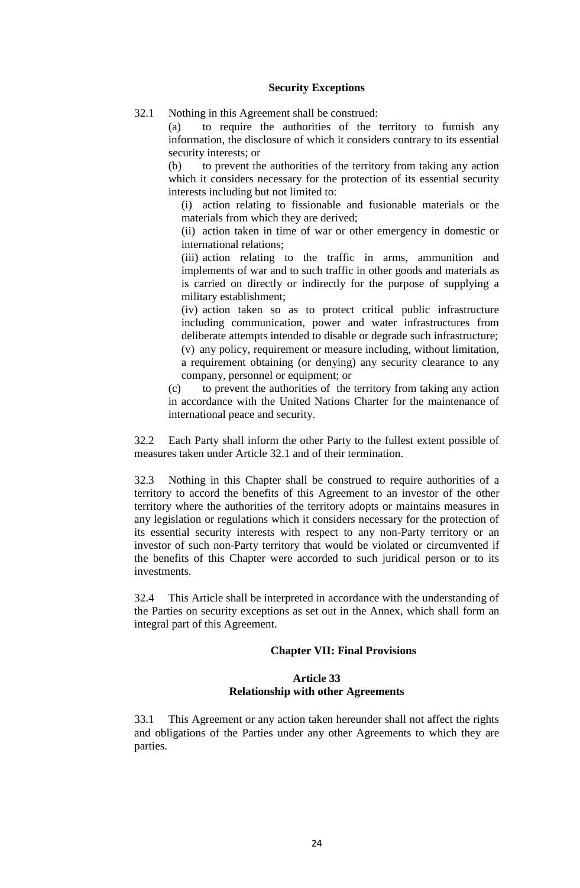**Security Exceptions**

32.1 Nothing in this Agreement shall be construed:

(a) to require the authorities of the territory to furnish any information, the disclosure of which it considers contrary to its essential security interests; or

(b) to prevent the authorities of the territory from taking any action which it considers necessary for the protection of its essential security interests including but not limited to:

(i) action relating to fissionable and fusionable materials or the materials from which they are derived;

(ii) action taken in time of war or other emergency in domestic or international relations;

(iii) action relating to the traffic in arms, ammunition and implements of war and to such traffic in other goods and materials as is carried on directly or indirectly for the purpose of supplying a military establishment;

(iv) action taken so as to protect critical public infrastructure including communication, power and water infrastructures from deliberate attempts intended to disable or degrade such infrastructure;

(v) any policy, requirement or measure including, without limitation, a requirement obtaining (or denying) any security clearance to any company, personnel or equipment; or

(c) to prevent the authorities of the territory from taking any action in accordance with the United Nations Charter for the maintenance of international peace and security.

32.2 Each Party shall inform the other Party to the fullest extent possible of measures taken under Article 32.1 and of their termination.

32.3 Nothing in this Chapter shall be construed to require authorities of a territory to accord the benefits of this Agreement to an investor of the other territory where the authorities of the territory adopts or maintains measures in any legislation or regulations which it considers necessary for the protection of its essential security interests with respect to any non-Party territory or an investor of such non-Party territory that would be violated or circumvented if the benefits of this Chapter were accorded to such juridical person or to its investments.

32.4 This Article shall be interpreted in accordance with the understanding of the Parties on security exceptions as set out in the Annex, which shall form an integral part of this Agreement.

## Chapter VII: Final Provisions

### Article 33
### Relationship with other Agreements

33.1 This Agreement or any action taken hereunder shall not affect the rights and obligations of the Parties under any other Agreements to which they are parties.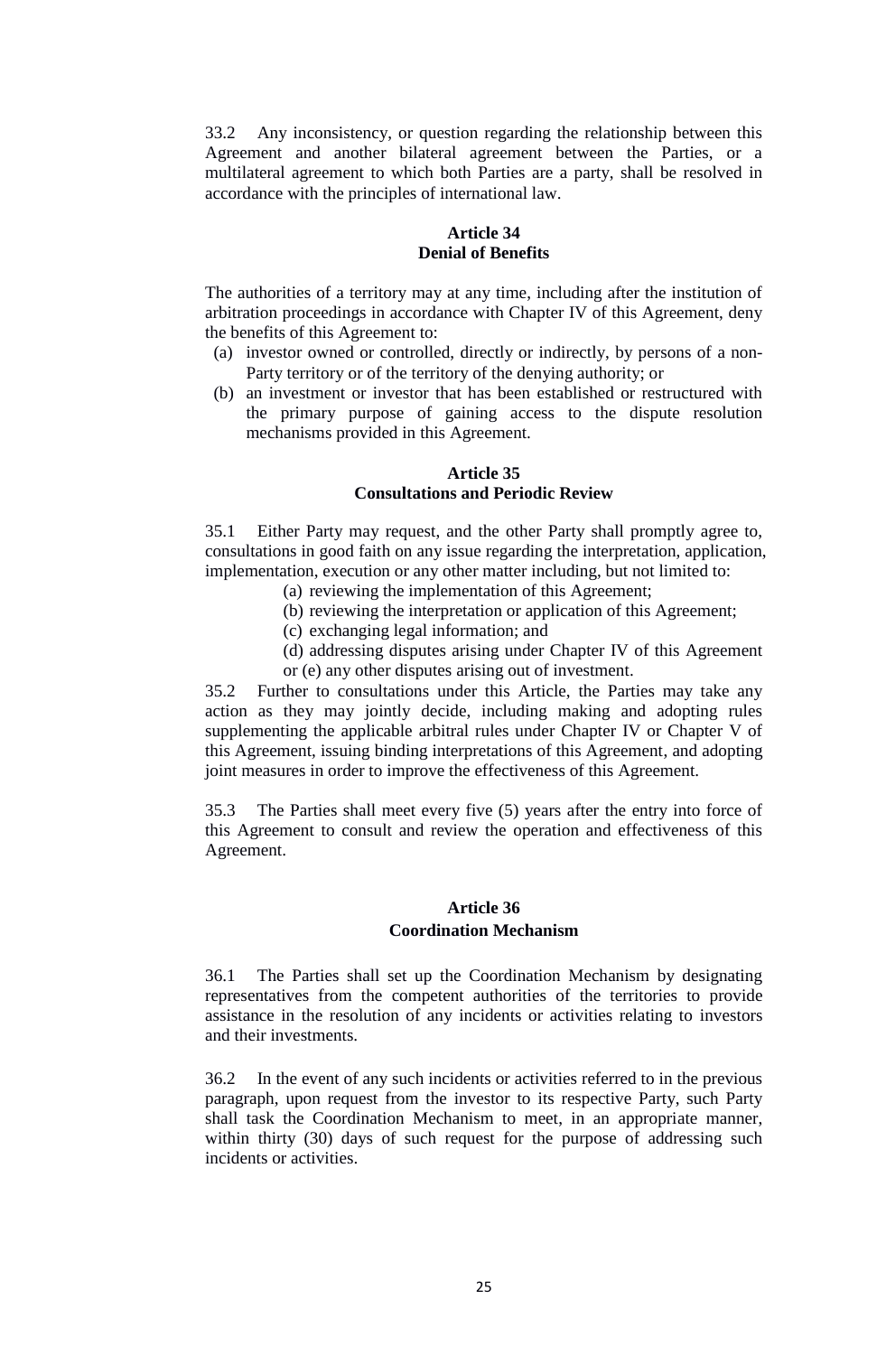33.2 Any inconsistency, or question regarding the relationship between this Agreement and another bilateral agreement between the Parties, or a multilateral agreement to which both Parties are a party, shall be resolved in accordance with the principles of international law.

**Article 34**
**Denial of Benefits**

The authorities of a territory may at any time, including after the institution of arbitration proceedings in accordance with Chapter IV of this Agreement, deny the benefits of this Agreement to:

(a) investor owned or controlled, directly or indirectly, by persons of a non-Party territory or of the territory of the denying authority; or

(b) an investment or investor that has been established or restructured with the primary purpose of gaining access to the dispute resolution mechanisms provided in this Agreement.

**Article 35**
**Consultations and Periodic Review**

35.1 Either Party may request, and the other Party shall promptly agree to, consultations in good faith on any issue regarding the interpretation, application, implementation, execution or any other matter including, but not limited to:

(a) reviewing the implementation of this Agreement;

(b) reviewing the interpretation or application of this Agreement;

(c) exchanging legal information; and

(d) addressing disputes arising under Chapter IV of this Agreement or (e) any other disputes arising out of investment.

35.2 Further to consultations under this Article, the Parties may take any action as they may jointly decide, including making and adopting rules supplementing the applicable arbitral rules under Chapter IV or Chapter V of this Agreement, issuing binding interpretations of this Agreement, and adopting joint measures in order to improve the effectiveness of this Agreement.

35.3 The Parties shall meet every five (5) years after the entry into force of this Agreement to consult and review the operation and effectiveness of this Agreement.

**Article 36**
**Coordination Mechanism**

36.1 The Parties shall set up the Coordination Mechanism by designating representatives from the competent authorities of the territories to provide assistance in the resolution of any incidents or activities relating to investors and their investments.

36.2 In the event of any such incidents or activities referred to in the previous paragraph, upon request from the investor to its respective Party, such Party shall task the Coordination Mechanism to meet, in an appropriate manner, within thirty (30) days of such request for the purpose of addressing such incidents or activities.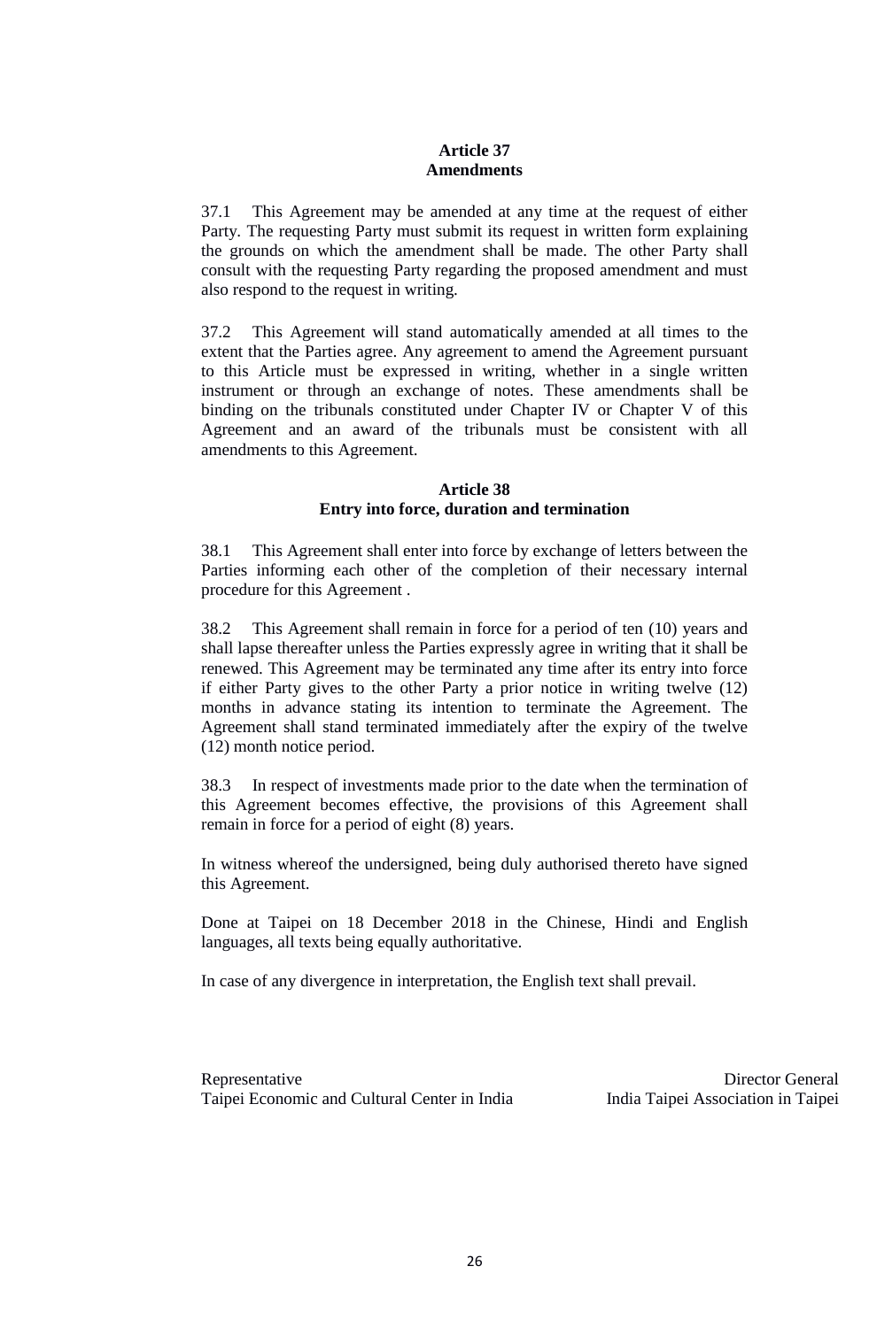**Article 37**
**Amendments**

37.1 This Agreement may be amended at any time at the request of either Party. The requesting Party must submit its request in written form explaining the grounds on which the amendment shall be made. The other Party shall consult with the requesting Party regarding the proposed amendment and must also respond to the request in writing.

37.2 This Agreement will stand automatically amended at all times to the extent that the Parties agree. Any agreement to amend the Agreement pursuant to this Article must be expressed in writing, whether in a single written instrument or through an exchange of notes. These amendments shall be binding on the tribunals constituted under Chapter IV or Chapter V of this Agreement and an award of the tribunals must be consistent with all amendments to this Agreement.

**Article 38**
**Entry into force, duration and termination**

38.1 This Agreement shall enter into force by exchange of letters between the Parties informing each other of the completion of their necessary internal procedure for this Agreement .

38.2 This Agreement shall remain in force for a period of ten (10) years and shall lapse thereafter unless the Parties expressly agree in writing that it shall be renewed. This Agreement may be terminated any time after its entry into force if either Party gives to the other Party a prior notice in writing twelve (12) months in advance stating its intention to terminate the Agreement. The Agreement shall stand terminated immediately after the expiry of the twelve (12) month notice period.

38.3 In respect of investments made prior to the date when the termination of this Agreement becomes effective, the provisions of this Agreement shall remain in force for a period of eight (8) years.

In witness whereof the undersigned, being duly authorised thereto have signed this Agreement.

Done at Taipei on 18 December 2018 in the Chinese, Hindi and English languages, all texts being equally authoritative.

In case of any divergence in interpretation, the English text shall prevail.

| Representative | Director General |
|---|---|
| Taipei Economic and Cultural Center in India | India Taipei Association in Taipei |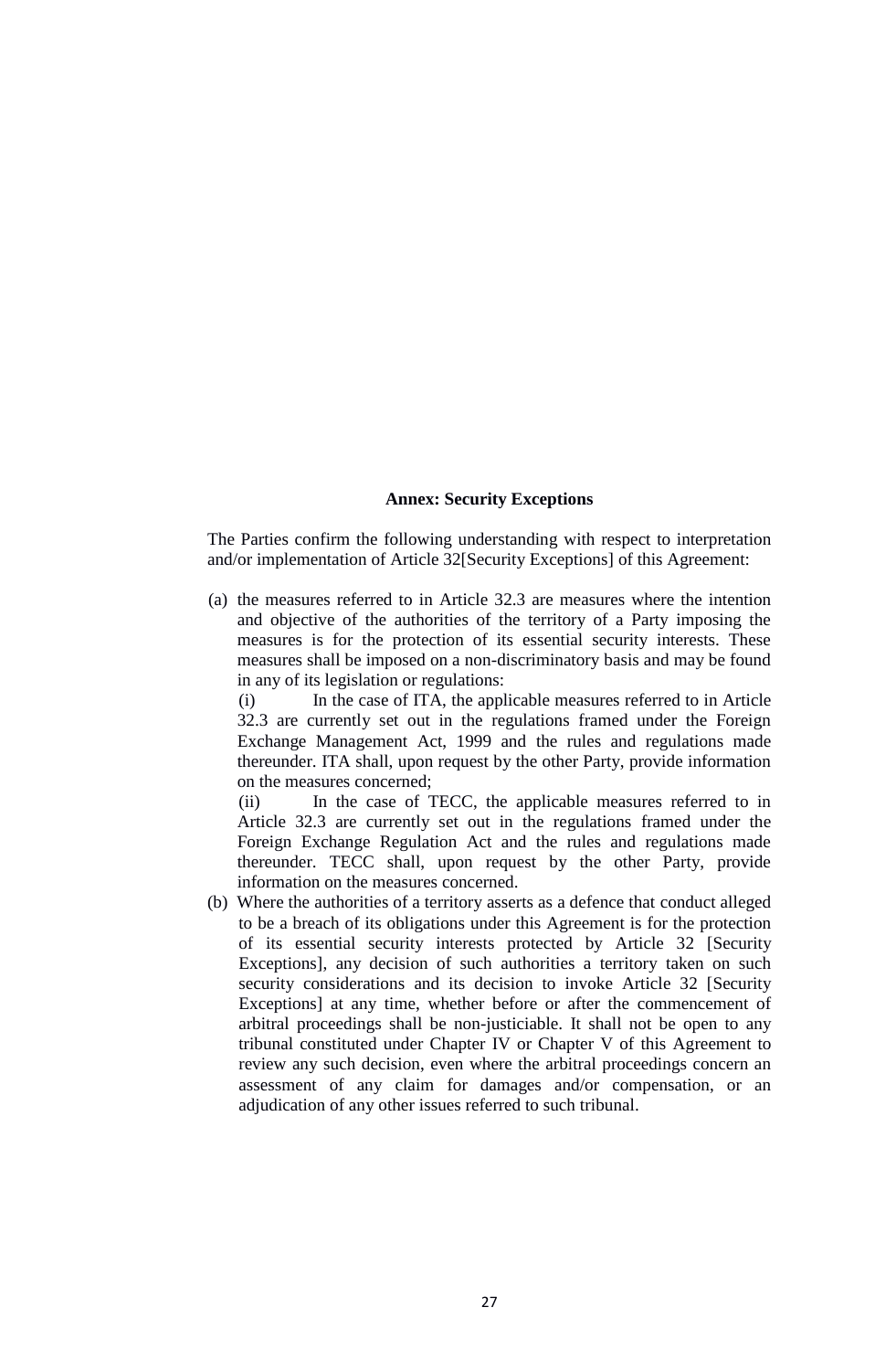**Annex: Security Exceptions**

The Parties confirm the following understanding with respect to interpretation and/or implementation of Article 32[Security Exceptions] of this Agreement:

(a) the measures referred to in Article 32.3 are measures where the intention and objective of the authorities of the territory of a Party imposing the measures is for the protection of its essential security interests. These measures shall be imposed on a non-discriminatory basis and may be found in any of its legislation or regulations:

   (i) In the case of ITA, the applicable measures referred to in Article 32.3 are currently set out in the regulations framed under the Foreign Exchange Management Act, 1999 and the rules and regulations made thereunder. ITA shall, upon request by the other Party, provide information on the measures concerned;

   (ii) In the case of TECC, the applicable measures referred to in Article 32.3 are currently set out in the regulations framed under the Foreign Exchange Regulation Act and the rules and regulations made thereunder. TECC shall, upon request by the other Party, provide information on the measures concerned.

(b) Where the authorities of a territory asserts as a defence that conduct alleged to be a breach of its obligations under this Agreement is for the protection of its essential security interests protected by Article 32 [Security Exceptions], any decision of such authorities a territory taken on such security considerations and its decision to invoke Article 32 [Security Exceptions] at any time, whether before or after the commencement of arbitral proceedings shall be non-justiciable. It shall not be open to any tribunal constituted under Chapter IV or Chapter V of this Agreement to review any such decision, even where the arbitral proceedings concern an assessment of any claim for damages and/or compensation, or an adjudication of any other issues referred to such tribunal.